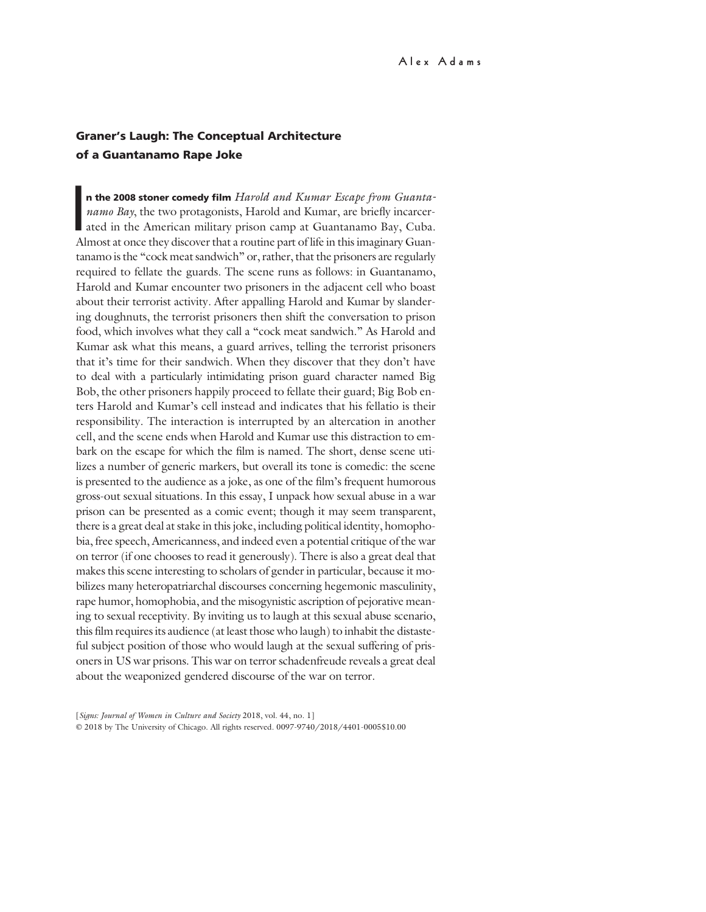Alex Adams

# Graner's Laugh: The Conceptual Architecture of a Guantanamo Rape Joke

**In the 2008 stoner comedy film** *Harold and Kumar Escape from Guantanamo Bay*, the two protagonists, Harold and Kumar, are briefly incarcerated in the American military prison camp at Guantanamo Bay, Cuba. Almost at once they discover that a routine part of life in this imaginary Guantanamo is the "cock meat sandwich" or, rather, that the prisoners are regularly required to fellate the guards. The scene runs as follows: in Guantanamo, Harold and Kumar encounter two prisoners in the adjacent cell who boast about their terrorist activity. After appalling Harold and Kumar by slandering doughnuts, the terrorist prisoners then shift the conversation to prison food, which involves what they call a "cock meat sandwich." As Harold and Kumar ask what this means, a guard arrives, telling the terrorist prisoners that it's time for their sandwich. When they discover that they don't have to deal with a particularly intimidating prison guard character named Big Bob, the other prisoners happily proceed to fellate their guard; Big Bob enters Harold and Kumar's cell instead and indicates that his fellatio is their responsibility. The interaction is interrupted by an altercation in another cell, and the scene ends when Harold and Kumar use this distraction to embark on the escape for which the film is named. The short, dense scene utilizes a number of generic markers, but overall its tone is comedic: the scene is presented to the audience as a joke, as one of the film's frequent humorous gross-out sexual situations. In this essay, I unpack how sexual abuse in a war prison can be presented as a comic event; though it may seem transparent, there is a great deal at stake in this joke, including political identity, homophobia, free speech, Americanness, and indeed even a potential critique of the war on terror (if one chooses to read it generously). There is also a great deal that makes this scene interesting to scholars of gender in particular, because it mobilizes many heteropatriarchal discourses concerning hegemonic masculinity, rape humor, homophobia, and the misogynistic ascription of pejorative meaning to sexual receptivity. By inviting us to laugh at this sexual abuse scenario, this film requires its audience (at least those who laugh) to inhabit the distasteful subject position of those who would laugh at the sexual suffering of prisoners in US war prisons. This war on terror schadenfreude reveals a great deal about the weaponized gendered discourse of the war on terror.

[*Signs: Journal of Women in Culture and Society* 2018, vol. 44, no. 1]
© 2018 by The University of Chicago. All rights reserved. 0097-9740/2018/4401-0005$10.00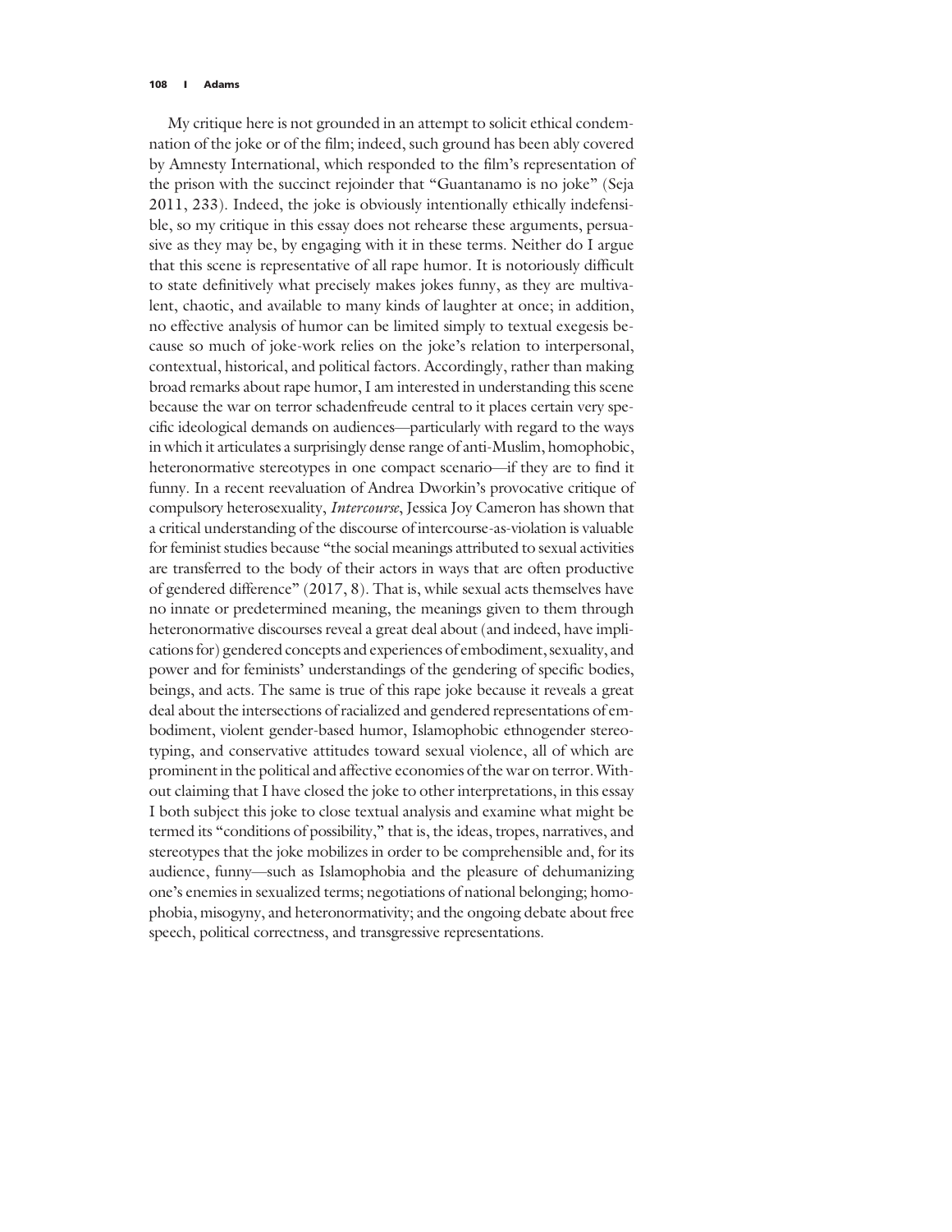My critique here is not grounded in an attempt to solicit ethical condemnation of the joke or of the film; indeed, such ground has been ably covered by Amnesty International, which responded to the film's representation of the prison with the succinct rejoinder that "Guantanamo is no joke" (Seja 2011, 233). Indeed, the joke is obviously intentionally ethically indefensible, so my critique in this essay does not rehearse these arguments, persuasive as they may be, by engaging with it in these terms. Neither do I argue that this scene is representative of all rape humor. It is notoriously difficult to state definitively what precisely makes jokes funny, as they are multivalent, chaotic, and available to many kinds of laughter at once; in addition, no effective analysis of humor can be limited simply to textual exegesis because so much of joke-work relies on the joke's relation to interpersonal, contextual, historical, and political factors. Accordingly, rather than making broad remarks about rape humor, I am interested in understanding this scene because the war on terror schadenfreude central to it places certain very specific ideological demands on audiences—particularly with regard to the ways in which it articulates a surprisingly dense range of anti-Muslim, homophobic, heteronormative stereotypes in one compact scenario—if they are to find it funny. In a recent reevaluation of Andrea Dworkin's provocative critique of compulsory heterosexuality, *Intercourse*, Jessica Joy Cameron has shown that a critical understanding of the discourse of intercourse-as-violation is valuable for feminist studies because "the social meanings attributed to sexual activities are transferred to the body of their actors in ways that are often productive of gendered difference" (2017, 8). That is, while sexual acts themselves have no innate or predetermined meaning, the meanings given to them through heteronormative discourses reveal a great deal about (and indeed, have implications for) gendered concepts and experiences of embodiment, sexuality, and power and for feminists' understandings of the gendering of specific bodies, beings, and acts. The same is true of this rape joke because it reveals a great deal about the intersections of racialized and gendered representations of embodiment, violent gender-based humor, Islamophobic ethnogender stereotyping, and conservative attitudes toward sexual violence, all of which are prominent in the political and affective economies of the war on terror. Without claiming that I have closed the joke to other interpretations, in this essay I both subject this joke to close textual analysis and examine what might be termed its "conditions of possibility," that is, the ideas, tropes, narratives, and stereotypes that the joke mobilizes in order to be comprehensible and, for its audience, funny—such as Islamophobia and the pleasure of dehumanizing one's enemies in sexualized terms; negotiations of national belonging; homophobia, misogyny, and heteronormativity; and the ongoing debate about free speech, political correctness, and transgressive representations.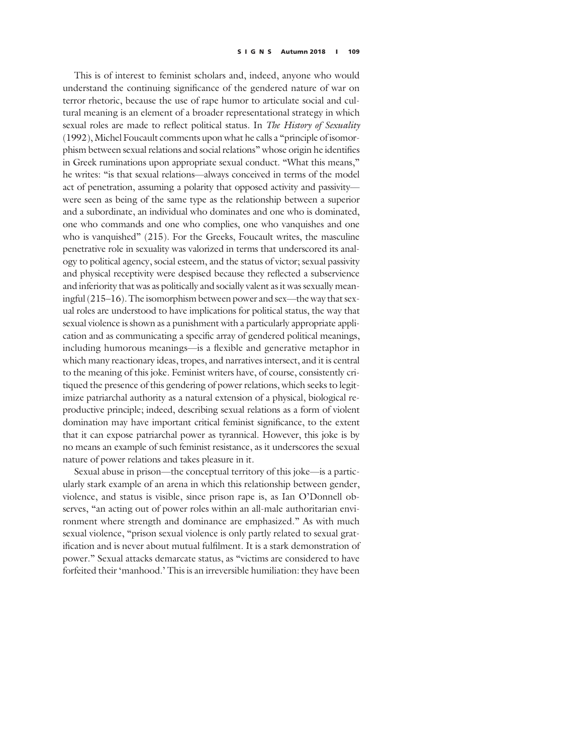This is of interest to feminist scholars and, indeed, anyone who would understand the continuing significance of the gendered nature of war on terror rhetoric, because the use of rape humor to articulate social and cultural meaning is an element of a broader representational strategy in which sexual roles are made to reflect political status. In *The History of Sexuality* (1992), Michel Foucault comments upon what he calls a "principle of isomorphism between sexual relations and social relations" whose origin he identifies in Greek ruminations upon appropriate sexual conduct. "What this means," he writes: "is that sexual relations—always conceived in terms of the model act of penetration, assuming a polarity that opposed activity and passivity—were seen as being of the same type as the relationship between a superior and a subordinate, an individual who dominates and one who is dominated, one who commands and one who complies, one who vanquishes and one who is vanquished" (215). For the Greeks, Foucault writes, the masculine penetrative role in sexuality was valorized in terms that underscored its analogy to political agency, social esteem, and the status of victor; sexual passivity and physical receptivity were despised because they reflected a subservience and inferiority that was as politically and socially valent as it was sexually meaningful (215–16). The isomorphism between power and sex—the way that sexual roles are understood to have implications for political status, the way that sexual violence is shown as a punishment with a particularly appropriate application and as communicating a specific array of gendered political meanings, including humorous meanings—is a flexible and generative metaphor in which many reactionary ideas, tropes, and narratives intersect, and it is central to the meaning of this joke. Feminist writers have, of course, consistently critiqued the presence of this gendering of power relations, which seeks to legitimize patriarchal authority as a natural extension of a physical, biological reproductive principle; indeed, describing sexual relations as a form of violent domination may have important critical feminist significance, to the extent that it can expose patriarchal power as tyrannical. However, this joke is by no means an example of such feminist resistance, as it underscores the sexual nature of power relations and takes pleasure in it.

Sexual abuse in prison—the conceptual territory of this joke—is a particularly stark example of an arena in which this relationship between gender, violence, and status is visible, since prison rape is, as Ian O'Donnell observes, "an acting out of power roles within an all-male authoritarian environment where strength and dominance are emphasized." As with much sexual violence, "prison sexual violence is only partly related to sexual gratification and is never about mutual fulfilment. It is a stark demonstration of power." Sexual attacks demarcate status, as "victims are considered to have forfeited their 'manhood.' This is an irreversible humiliation: they have been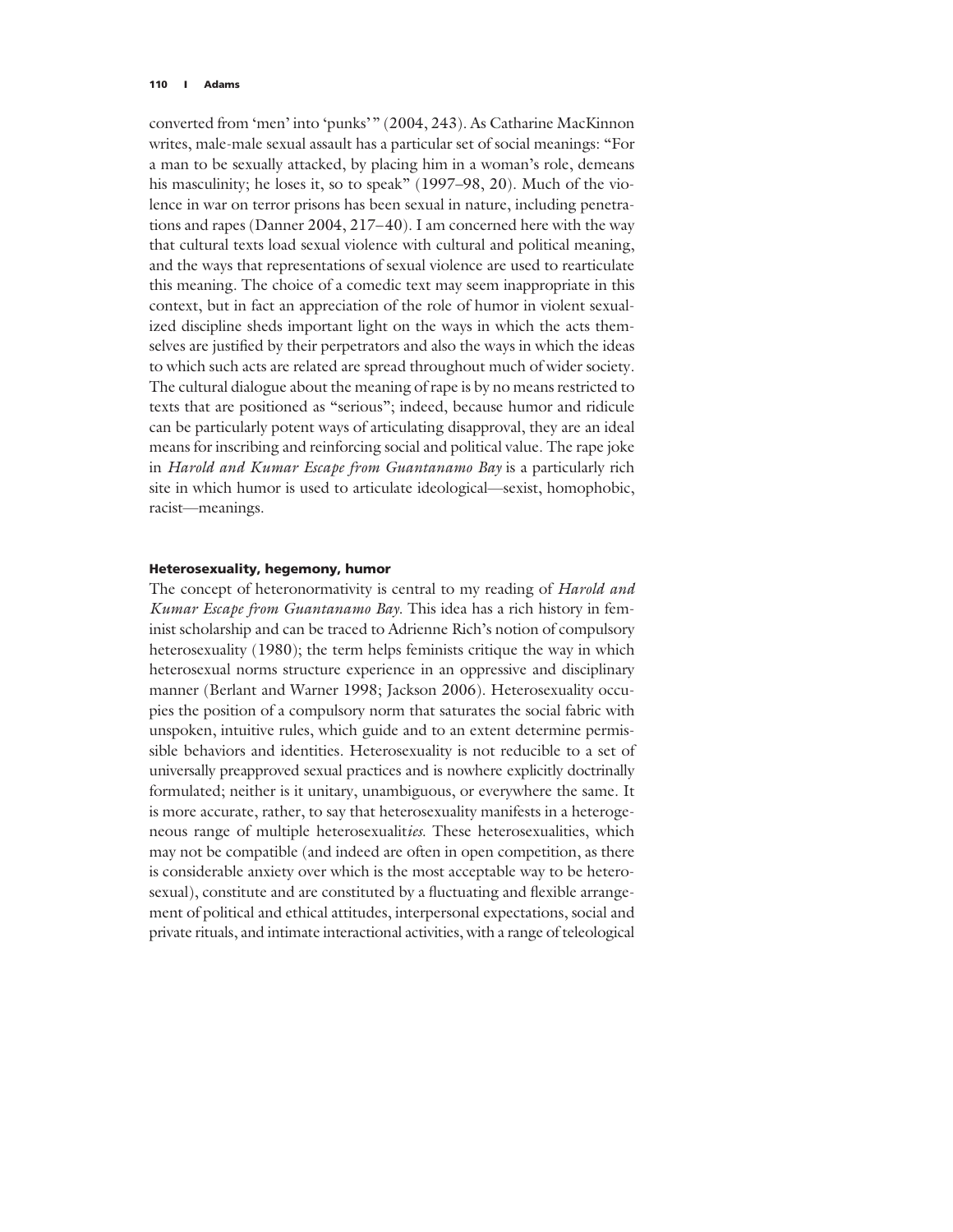converted from 'men' into 'punks'" (2004, 243). As Catharine MacKinnon writes, male-male sexual assault has a particular set of social meanings: "For a man to be sexually attacked, by placing him in a woman's role, demeans his masculinity; he loses it, so to speak" (1997–98, 20). Much of the violence in war on terror prisons has been sexual in nature, including penetrations and rapes (Danner 2004, 217–40). I am concerned here with the way that cultural texts load sexual violence with cultural and political meaning, and the ways that representations of sexual violence are used to rearticulate this meaning. The choice of a comedic text may seem inappropriate in this context, but in fact an appreciation of the role of humor in violent sexualized discipline sheds important light on the ways in which the acts themselves are justified by their perpetrators and also the ways in which the ideas to which such acts are related are spread throughout much of wider society. The cultural dialogue about the meaning of rape is by no means restricted to texts that are positioned as "serious"; indeed, because humor and ridicule can be particularly potent ways of articulating disapproval, they are an ideal means for inscribing and reinforcing social and political value. The rape joke in *Harold and Kumar Escape from Guantanamo Bay* is a particularly rich site in which humor is used to articulate ideological—sexist, homophobic, racist—meanings.

## Heterosexuality, hegemony, humor

The concept of heteronormativity is central to my reading of *Harold and Kumar Escape from Guantanamo Bay*. This idea has a rich history in feminist scholarship and can be traced to Adrienne Rich's notion of compulsory heterosexuality (1980); the term helps feminists critique the way in which heterosexual norms structure experience in an oppressive and disciplinary manner (Berlant and Warner 1998; Jackson 2006). Heterosexuality occupies the position of a compulsory norm that saturates the social fabric with unspoken, intuitive rules, which guide and to an extent determine permissible behaviors and identities. Heterosexuality is not reducible to a set of universally preapproved sexual practices and is nowhere explicitly doctrinally formulated; neither is it unitary, unambiguous, or everywhere the same. It is more accurate, rather, to say that heterosexuality manifests in a heterogeneous range of multiple heterosexualit*ies*. These heterosexualities, which may not be compatible (and indeed are often in open competition, as there is considerable anxiety over which is the most acceptable way to be heterosexual), constitute and are constituted by a fluctuating and flexible arrangement of political and ethical attitudes, interpersonal expectations, social and private rituals, and intimate interactional activities, with a range of teleological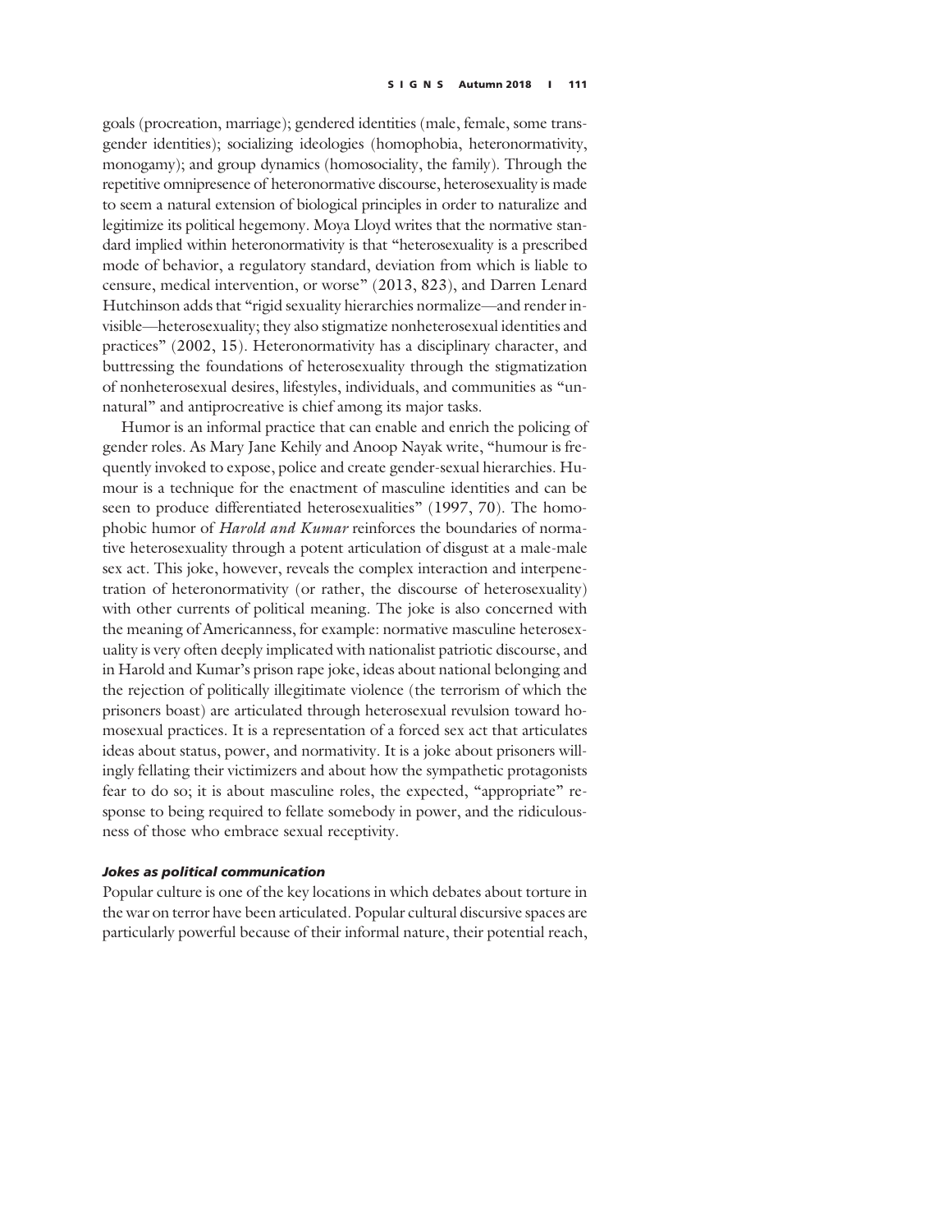goals (procreation, marriage); gendered identities (male, female, some transgender identities); socializing ideologies (homophobia, heteronormativity, monogamy); and group dynamics (homosociality, the family). Through the repetitive omnipresence of heteronormative discourse, heterosexuality is made to seem a natural extension of biological principles in order to naturalize and legitimize its political hegemony. Moya Lloyd writes that the normative standard implied within heteronormativity is that "heterosexuality is a prescribed mode of behavior, a regulatory standard, deviation from which is liable to censure, medical intervention, or worse" (2013, 823), and Darren Lenard Hutchinson adds that "rigid sexuality hierarchies normalize—and render invisible—heterosexuality; they also stigmatize nonheterosexual identities and practices" (2002, 15). Heteronormativity has a disciplinary character, and buttressing the foundations of heterosexuality through the stigmatization of nonheterosexual desires, lifestyles, individuals, and communities as "unnatural" and antiprocreative is chief among its major tasks.

Humor is an informal practice that can enable and enrich the policing of gender roles. As Mary Jane Kehily and Anoop Nayak write, "humour is frequently invoked to expose, police and create gender-sexual hierarchies. Humour is a technique for the enactment of masculine identities and can be seen to produce differentiated heterosexualities" (1997, 70). The homophobic humor of *Harold and Kumar* reinforces the boundaries of normative heterosexuality through a potent articulation of disgust at a male-male sex act. This joke, however, reveals the complex interaction and interpenetration of heteronormativity (or rather, the discourse of heterosexuality) with other currents of political meaning. The joke is also concerned with the meaning of Americanness, for example: normative masculine heterosexuality is very often deeply implicated with nationalist patriotic discourse, and in Harold and Kumar's prison rape joke, ideas about national belonging and the rejection of politically illegitimate violence (the terrorism of which the prisoners boast) are articulated through heterosexual revulsion toward homosexual practices. It is a representation of a forced sex act that articulates ideas about status, power, and normativity. It is a joke about prisoners willingly fellating their victimizers and about how the sympathetic protagonists fear to do so; it is about masculine roles, the expected, "appropriate" response to being required to fellate somebody in power, and the ridiculousness of those who embrace sexual receptivity.

### *Jokes as political communication*

Popular culture is one of the key locations in which debates about torture in the war on terror have been articulated. Popular cultural discursive spaces are particularly powerful because of their informal nature, their potential reach,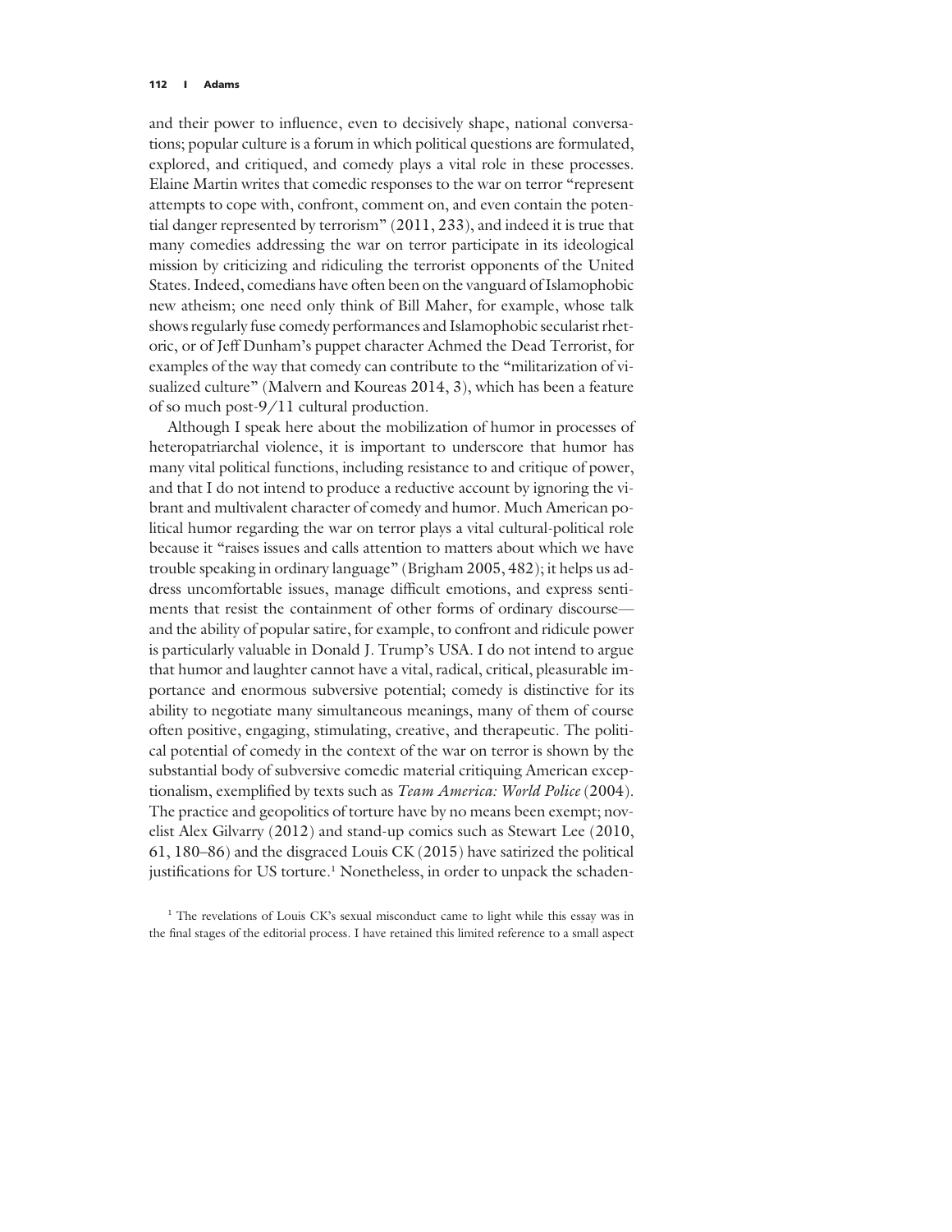and their power to influence, even to decisively shape, national conversations; popular culture is a forum in which political questions are formulated, explored, and critiqued, and comedy plays a vital role in these processes. Elaine Martin writes that comedic responses to the war on terror "represent attempts to cope with, confront, comment on, and even contain the potential danger represented by terrorism" (2011, 233), and indeed it is true that many comedies addressing the war on terror participate in its ideological mission by criticizing and ridiculing the terrorist opponents of the United States. Indeed, comedians have often been on the vanguard of Islamophobic new atheism; one need only think of Bill Maher, for example, whose talk shows regularly fuse comedy performances and Islamophobic secularist rhetoric, or of Jeff Dunham's puppet character Achmed the Dead Terrorist, for examples of the way that comedy can contribute to the "militarization of visualized culture" (Malvern and Koureas 2014, 3), which has been a feature of so much post-9/11 cultural production.

Although I speak here about the mobilization of humor in processes of heteropatriarchal violence, it is important to underscore that humor has many vital political functions, including resistance to and critique of power, and that I do not intend to produce a reductive account by ignoring the vibrant and multivalent character of comedy and humor. Much American political humor regarding the war on terror plays a vital cultural-political role because it "raises issues and calls attention to matters about which we have trouble speaking in ordinary language" (Brigham 2005, 482); it helps us address uncomfortable issues, manage difficult emotions, and express sentiments that resist the containment of other forms of ordinary discourse—and the ability of popular satire, for example, to confront and ridicule power is particularly valuable in Donald J. Trump's USA. I do not intend to argue that humor and laughter cannot have a vital, radical, critical, pleasurable importance and enormous subversive potential; comedy is distinctive for its ability to negotiate many simultaneous meanings, many of them of course often positive, engaging, stimulating, creative, and therapeutic. The political potential of comedy in the context of the war on terror is shown by the substantial body of subversive comedic material critiquing American exceptionalism, exemplified by texts such as *Team America: World Police* (2004). The practice and geopolitics of torture have by no means been exempt; novelist Alex Gilvarry (2012) and stand-up comics such as Stewart Lee (2010, 61, 180–86) and the disgraced Louis CK (2015) have satirized the political justifications for US torture.[1] Nonetheless, in order to unpack the schaden-

[1] The revelations of Louis CK's sexual misconduct came to light while this essay was in the final stages of the editorial process. I have retained this limited reference to a small aspect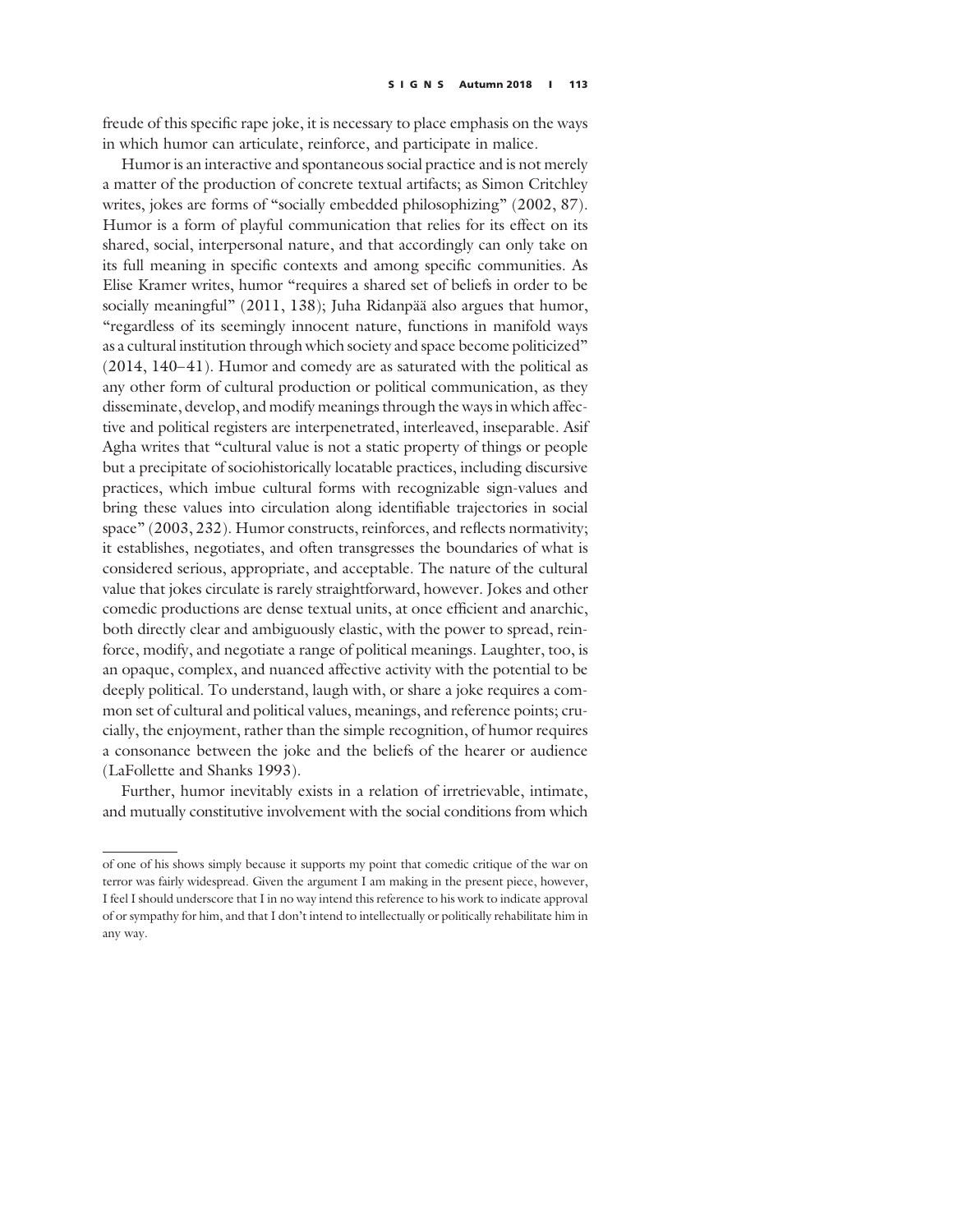freude of this specific rape joke, it is necessary to place emphasis on the ways in which humor can articulate, reinforce, and participate in malice.

Humor is an interactive and spontaneous social practice and is not merely a matter of the production of concrete textual artifacts; as Simon Critchley writes, jokes are forms of "socially embedded philosophizing" (2002, 87). Humor is a form of playful communication that relies for its effect on its shared, social, interpersonal nature, and that accordingly can only take on its full meaning in specific contexts and among specific communities. As Elise Kramer writes, humor "requires a shared set of beliefs in order to be socially meaningful" (2011, 138); Juha Ridanpää also argues that humor, "regardless of its seemingly innocent nature, functions in manifold ways as a cultural institution through which society and space become politicized" (2014, 140–41). Humor and comedy are as saturated with the political as any other form of cultural production or political communication, as they disseminate, develop, and modify meanings through the ways in which affective and political registers are interpenetrated, interleaved, inseparable. Asif Agha writes that "cultural value is not a static property of things or people but a precipitate of sociohistorically locatable practices, including discursive practices, which imbue cultural forms with recognizable sign-values and bring these values into circulation along identifiable trajectories in social space" (2003, 232). Humor constructs, reinforces, and reflects normativity; it establishes, negotiates, and often transgresses the boundaries of what is considered serious, appropriate, and acceptable. The nature of the cultural value that jokes circulate is rarely straightforward, however. Jokes and other comedic productions are dense textual units, at once efficient and anarchic, both directly clear and ambiguously elastic, with the power to spread, reinforce, modify, and negotiate a range of political meanings. Laughter, too, is an opaque, complex, and nuanced affective activity with the potential to be deeply political. To understand, laugh with, or share a joke requires a common set of cultural and political values, meanings, and reference points; crucially, the enjoyment, rather than the simple recognition, of humor requires a consonance between the joke and the beliefs of the hearer or audience (LaFollette and Shanks 1993).

Further, humor inevitably exists in a relation of irretrievable, intimate, and mutually constitutive involvement with the social conditions from which

---

of one of his shows simply because it supports my point that comedic critique of the war on terror was fairly widespread. Given the argument I am making in the present piece, however, I feel I should underscore that I in no way intend this reference to his work to indicate approval of or sympathy for him, and that I don't intend to intellectually or politically rehabilitate him in any way.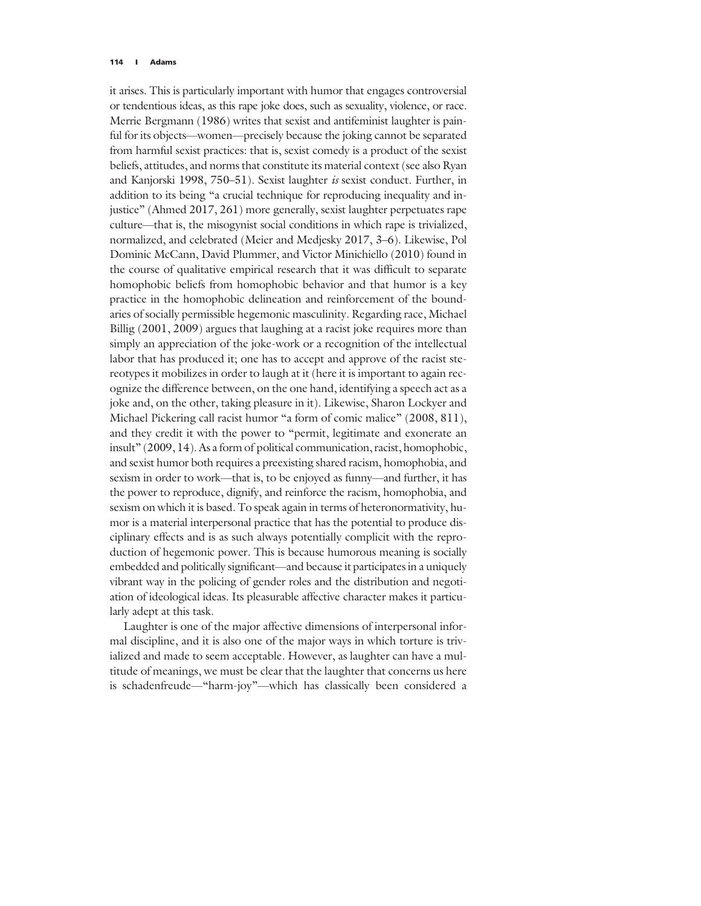it arises. This is particularly important with humor that engages controversial or tendentious ideas, as this rape joke does, such as sexuality, violence, or race. Merrie Bergmann (1986) writes that sexist and antifeminist laughter is painful for its objects—women—precisely because the joking cannot be separated from harmful sexist practices: that is, sexist comedy is a product of the sexist beliefs, attitudes, and norms that constitute its material context (see also Ryan and Kanjorski 1998, 750–51). Sexist laughter *is* sexist conduct. Further, in addition to its being "a crucial technique for reproducing inequality and injustice" (Ahmed 2017, 261) more generally, sexist laughter perpetuates rape culture—that is, the misogynist social conditions in which rape is trivialized, normalized, and celebrated (Meier and Medjesky 2017, 3–6). Likewise, Pol Dominic McCann, David Plummer, and Victor Minichiello (2010) found in the course of qualitative empirical research that it was difficult to separate homophobic beliefs from homophobic behavior and that humor is a key practice in the homophobic delineation and reinforcement of the boundaries of socially permissible hegemonic masculinity. Regarding race, Michael Billig (2001, 2009) argues that laughing at a racist joke requires more than simply an appreciation of the joke-work or a recognition of the intellectual labor that has produced it; one has to accept and approve of the racist stereotypes it mobilizes in order to laugh at it (here it is important to again recognize the difference between, on the one hand, identifying a speech act as a joke and, on the other, taking pleasure in it). Likewise, Sharon Lockyer and Michael Pickering call racist humor "a form of comic malice" (2008, 811), and they credit it with the power to "permit, legitimate and exonerate an insult" (2009, 14). As a form of political communication, racist, homophobic, and sexist humor both requires a preexisting shared racism, homophobia, and sexism in order to work—that is, to be enjoyed as funny—and further, it has the power to reproduce, dignify, and reinforce the racism, homophobia, and sexism on which it is based. To speak again in terms of heteronormativity, humor is a material interpersonal practice that has the potential to produce disciplinary effects and is as such always potentially complicit with the reproduction of hegemonic power. This is because humorous meaning is socially embedded and politically significant—and because it participates in a uniquely vibrant way in the policing of gender roles and the distribution and negotiation of ideological ideas. Its pleasurable affective character makes it particularly adept at this task.

Laughter is one of the major affective dimensions of interpersonal informal discipline, and it is also one of the major ways in which torture is trivialized and made to seem acceptable. However, as laughter can have a multitude of meanings, we must be clear that the laughter that concerns us here is schadenfreude—"harm-joy"—which has classically been considered a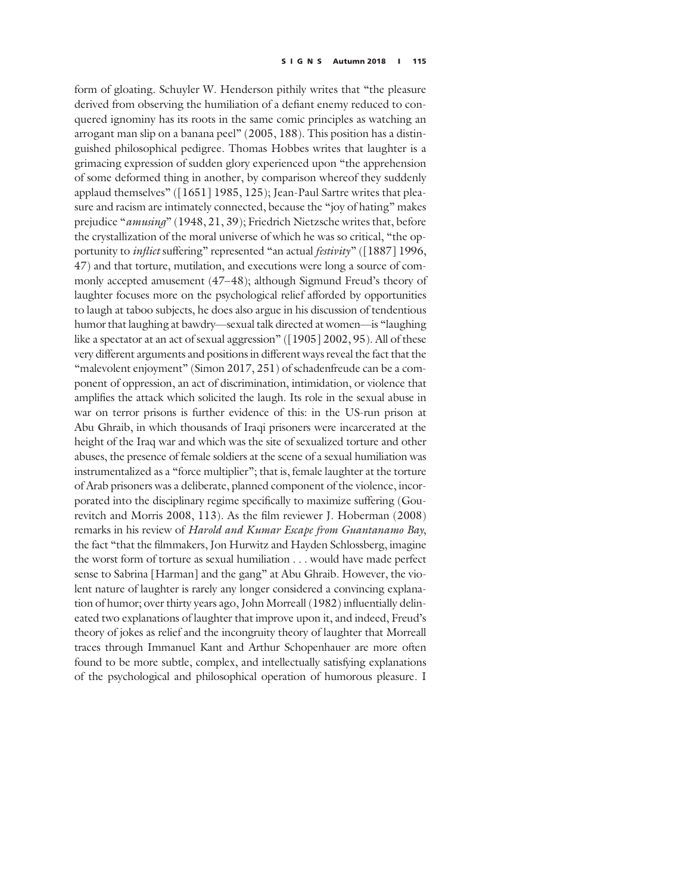form of gloating. Schuyler W. Henderson pithily writes that "the pleasure derived from observing the humiliation of a defiant enemy reduced to conquered ignominy has its roots in the same comic principles as watching an arrogant man slip on a banana peel" (2005, 188). This position has a distinguished philosophical pedigree. Thomas Hobbes writes that laughter is a grimacing expression of sudden glory experienced upon "the apprehension of some deformed thing in another, by comparison whereof they suddenly applaud themselves" ([1651] 1985, 125); Jean-Paul Sartre writes that pleasure and racism are intimately connected, because the "joy of hating" makes prejudice "*amusing*" (1948, 21, 39); Friedrich Nietzsche writes that, before the crystallization of the moral universe of which he was so critical, "the opportunity to *inflict* suffering" represented "an actual *festivity*" ([1887] 1996, 47) and that torture, mutilation, and executions were long a source of commonly accepted amusement (47–48); although Sigmund Freud's theory of laughter focuses more on the psychological relief afforded by opportunities to laugh at taboo subjects, he does also argue in his discussion of tendentious humor that laughing at bawdry—sexual talk directed at women—is "laughing like a spectator at an act of sexual aggression" ([1905] 2002, 95). All of these very different arguments and positions in different ways reveal the fact that the "malevolent enjoyment" (Simon 2017, 251) of schadenfreude can be a component of oppression, an act of discrimination, intimidation, or violence that amplifies the attack which solicited the laugh. Its role in the sexual abuse in war on terror prisons is further evidence of this: in the US-run prison at Abu Ghraib, in which thousands of Iraqi prisoners were incarcerated at the height of the Iraq war and which was the site of sexualized torture and other abuses, the presence of female soldiers at the scene of a sexual humiliation was instrumentalized as a "force multiplier"; that is, female laughter at the torture of Arab prisoners was a deliberate, planned component of the violence, incorporated into the disciplinary regime specifically to maximize suffering (Gourevitch and Morris 2008, 113). As the film reviewer J. Hoberman (2008) remarks in his review of *Harold and Kumar Escape from Guantanamo Bay*, the fact "that the filmmakers, Jon Hurwitz and Hayden Schlossberg, imagine the worst form of torture as sexual humiliation . . . would have made perfect sense to Sabrina [Harman] and the gang" at Abu Ghraib. However, the violent nature of laughter is rarely any longer considered a convincing explanation of humor; over thirty years ago, John Morreall (1982) influentially delineated two explanations of laughter that improve upon it, and indeed, Freud's theory of jokes as relief and the incongruity theory of laughter that Morreall traces through Immanuel Kant and Arthur Schopenhauer are more often found to be more subtle, complex, and intellectually satisfying explanations of the psychological and philosophical operation of humorous pleasure. I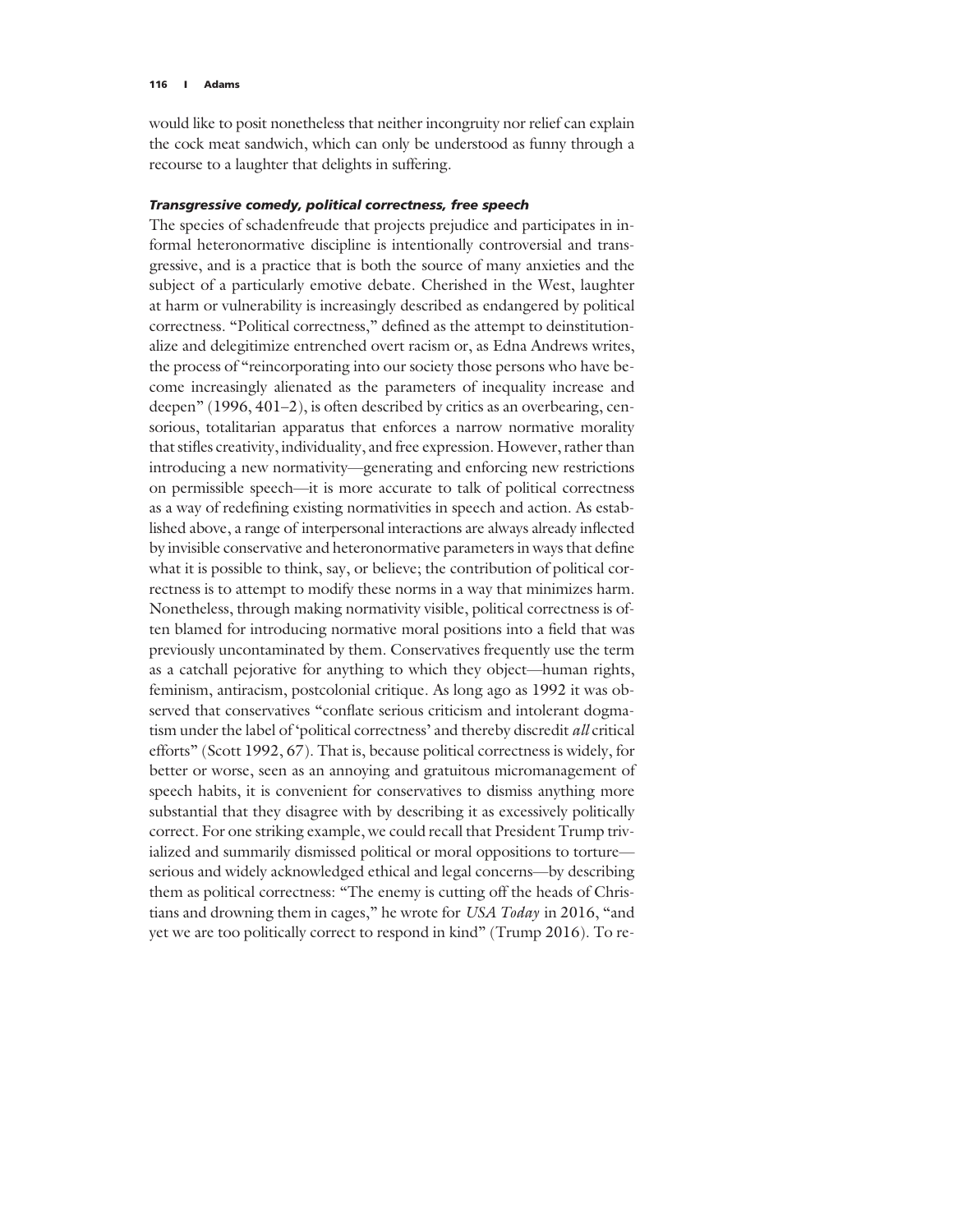would like to posit nonetheless that neither incongruity nor relief can explain the cock meat sandwich, which can only be understood as funny through a recourse to a laughter that delights in suffering.

### *Transgressive comedy, political correctness, free speech*

The species of schadenfreude that projects prejudice and participates in informal heteronormative discipline is intentionally controversial and transgressive, and is a practice that is both the source of many anxieties and the subject of a particularly emotive debate. Cherished in the West, laughter at harm or vulnerability is increasingly described as endangered by political correctness. "Political correctness," defined as the attempt to deinstitutionalize and delegitimize entrenched overt racism or, as Edna Andrews writes, the process of "reincorporating into our society those persons who have become increasingly alienated as the parameters of inequality increase and deepen" (1996, 401–2), is often described by critics as an overbearing, censorious, totalitarian apparatus that enforces a narrow normative morality that stifles creativity, individuality, and free expression. However, rather than introducing a new normativity—generating and enforcing new restrictions on permissible speech—it is more accurate to talk of political correctness as a way of redefining existing normativities in speech and action. As established above, a range of interpersonal interactions are always already inflected by invisible conservative and heteronormative parameters in ways that define what it is possible to think, say, or believe; the contribution of political correctness is to attempt to modify these norms in a way that minimizes harm. Nonetheless, through making normativity visible, political correctness is often blamed for introducing normative moral positions into a field that was previously uncontaminated by them. Conservatives frequently use the term as a catchall pejorative for anything to which they object—human rights, feminism, antiracism, postcolonial critique. As long ago as 1992 it was observed that conservatives "conflate serious criticism and intolerant dogmatism under the label of 'political correctness' and thereby discredit *all* critical efforts" (Scott 1992, 67). That is, because political correctness is widely, for better or worse, seen as an annoying and gratuitous micromanagement of speech habits, it is convenient for conservatives to dismiss anything more substantial that they disagree with by describing it as excessively politically correct. For one striking example, we could recall that President Trump trivialized and summarily dismissed political or moral oppositions to torture—serious and widely acknowledged ethical and legal concerns—by describing them as political correctness: "The enemy is cutting off the heads of Christians and drowning them in cages," he wrote for *USA Today* in 2016, "and yet we are too politically correct to respond in kind" (Trump 2016). To re-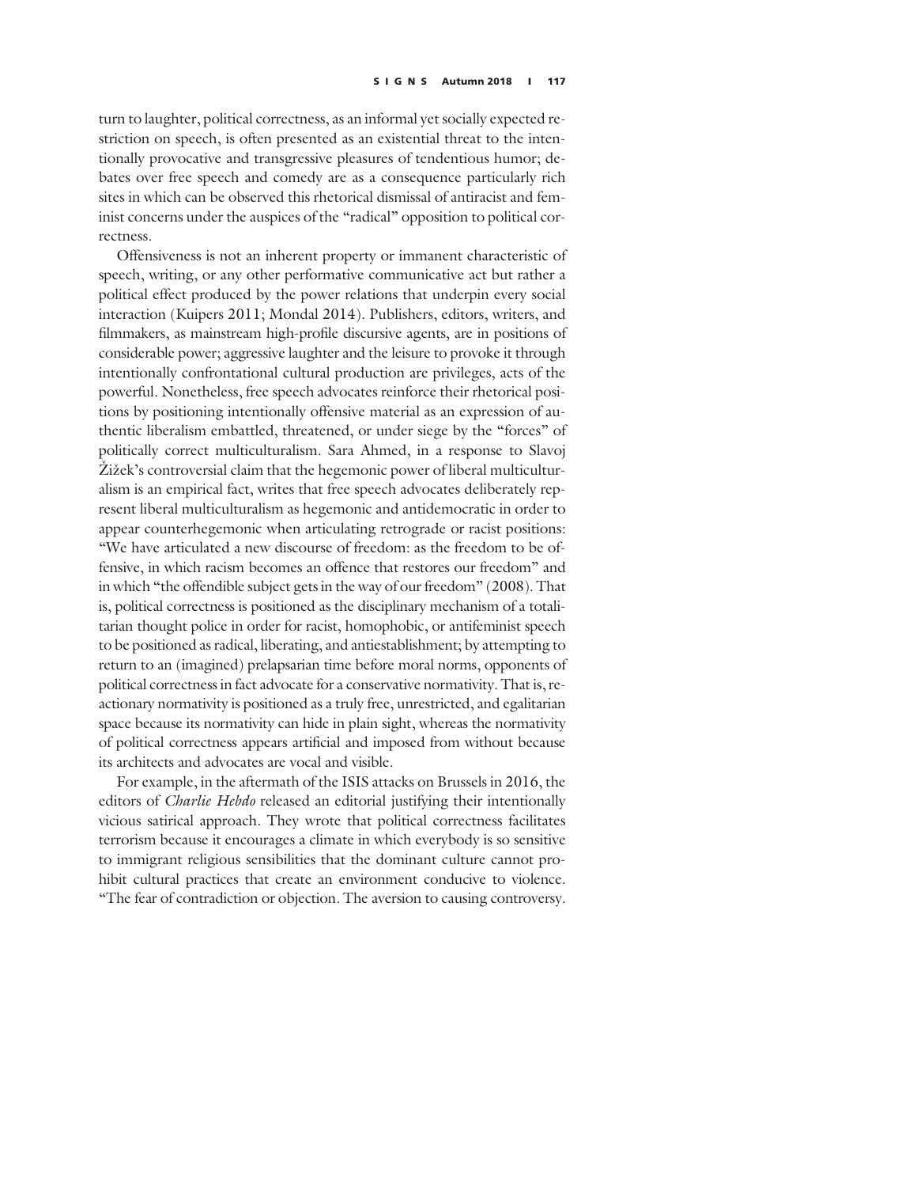turn to laughter, political correctness, as an informal yet socially expected restriction on speech, is often presented as an existential threat to the intentionally provocative and transgressive pleasures of tendentious humor; debates over free speech and comedy are as a consequence particularly rich sites in which can be observed this rhetorical dismissal of antiracist and feminist concerns under the auspices of the "radical" opposition to political correctness.

Offensiveness is not an inherent property or immanent characteristic of speech, writing, or any other performative communicative act but rather a political effect produced by the power relations that underpin every social interaction (Kuipers 2011; Mondal 2014). Publishers, editors, writers, and filmmakers, as mainstream high-profile discursive agents, are in positions of considerable power; aggressive laughter and the leisure to provoke it through intentionally confrontational cultural production are privileges, acts of the powerful. Nonetheless, free speech advocates reinforce their rhetorical positions by positioning intentionally offensive material as an expression of authentic liberalism embattled, threatened, or under siege by the "forces" of politically correct multiculturalism. Sara Ahmed, in a response to Slavoj Žižek's controversial claim that the hegemonic power of liberal multiculturalism is an empirical fact, writes that free speech advocates deliberately represent liberal multiculturalism as hegemonic and antidemocratic in order to appear counterhegemonic when articulating retrograde or racist positions: "We have articulated a new discourse of freedom: as the freedom to be offensive, in which racism becomes an offence that restores our freedom" and in which "the offendible subject gets in the way of our freedom" (2008). That is, political correctness is positioned as the disciplinary mechanism of a totalitarian thought police in order for racist, homophobic, or antifeminist speech to be positioned as radical, liberating, and antiestablishment; by attempting to return to an (imagined) prelapsarian time before moral norms, opponents of political correctness in fact advocate for a conservative normativity. That is, reactionary normativity is positioned as a truly free, unrestricted, and egalitarian space because its normativity can hide in plain sight, whereas the normativity of political correctness appears artificial and imposed from without because its architects and advocates are vocal and visible.

For example, in the aftermath of the ISIS attacks on Brussels in 2016, the editors of *Charlie Hebdo* released an editorial justifying their intentionally vicious satirical approach. They wrote that political correctness facilitates terrorism because it encourages a climate in which everybody is so sensitive to immigrant religious sensibilities that the dominant culture cannot prohibit cultural practices that create an environment conducive to violence. "The fear of contradiction or objection. The aversion to causing controversy.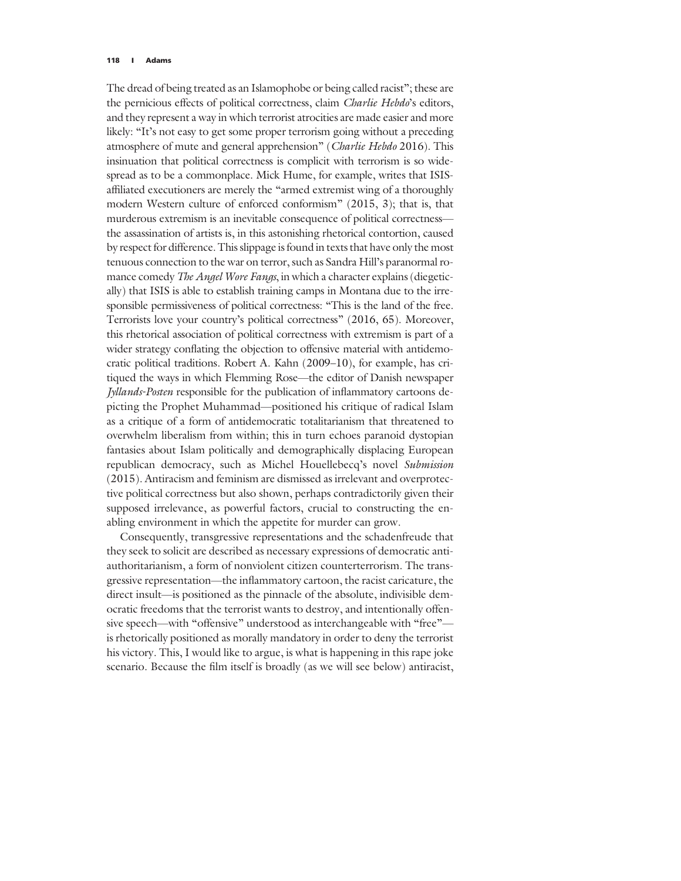The dread of being treated as an Islamophobe or being called racist"; these are the pernicious effects of political correctness, claim *Charlie Hebdo*'s editors, and they represent a way in which terrorist atrocities are made easier and more likely: "It's not easy to get some proper terrorism going without a preceding atmosphere of mute and general apprehension" (*Charlie Hebdo* 2016). This insinuation that political correctness is complicit with terrorism is so widespread as to be a commonplace. Mick Hume, for example, writes that ISIS-affiliated executioners are merely the "armed extremist wing of a thoroughly modern Western culture of enforced conformism" (2015, 3); that is, that murderous extremism is an inevitable consequence of political correctness—the assassination of artists is, in this astonishing rhetorical contortion, caused by respect for difference. This slippage is found in texts that have only the most tenuous connection to the war on terror, such as Sandra Hill's paranormal romance comedy *The Angel Wore Fangs*, in which a character explains (diegetically) that ISIS is able to establish training camps in Montana due to the irresponsible permissiveness of political correctness: "This is the land of the free. Terrorists love your country's political correctness" (2016, 65). Moreover, this rhetorical association of political correctness with extremism is part of a wider strategy conflating the objection to offensive material with antidemocratic political traditions. Robert A. Kahn (2009–10), for example, has critiqued the ways in which Flemming Rose—the editor of Danish newspaper *Jyllands-Posten* responsible for the publication of inflammatory cartoons depicting the Prophet Muhammad—positioned his critique of radical Islam as a critique of a form of antidemocratic totalitarianism that threatened to overwhelm liberalism from within; this in turn echoes paranoid dystopian fantasies about Islam politically and demographically displacing European republican democracy, such as Michel Houellebecq's novel *Submission* (2015). Antiracism and feminism are dismissed as irrelevant and overprotective political correctness but also shown, perhaps contradictorily given their supposed irrelevance, as powerful factors, crucial to constructing the enabling environment in which the appetite for murder can grow.

Consequently, transgressive representations and the schadenfreude that they seek to solicit are described as necessary expressions of democratic anti-authoritarianism, a form of nonviolent citizen counterterrorism. The transgressive representation—the inflammatory cartoon, the racist caricature, the direct insult—is positioned as the pinnacle of the absolute, indivisible democratic freedoms that the terrorist wants to destroy, and intentionally offensive speech—with "offensive" understood as interchangeable with "free"—is rhetorically positioned as morally mandatory in order to deny the terrorist his victory. This, I would like to argue, is what is happening in this rape joke scenario. Because the film itself is broadly (as we will see below) antiracist,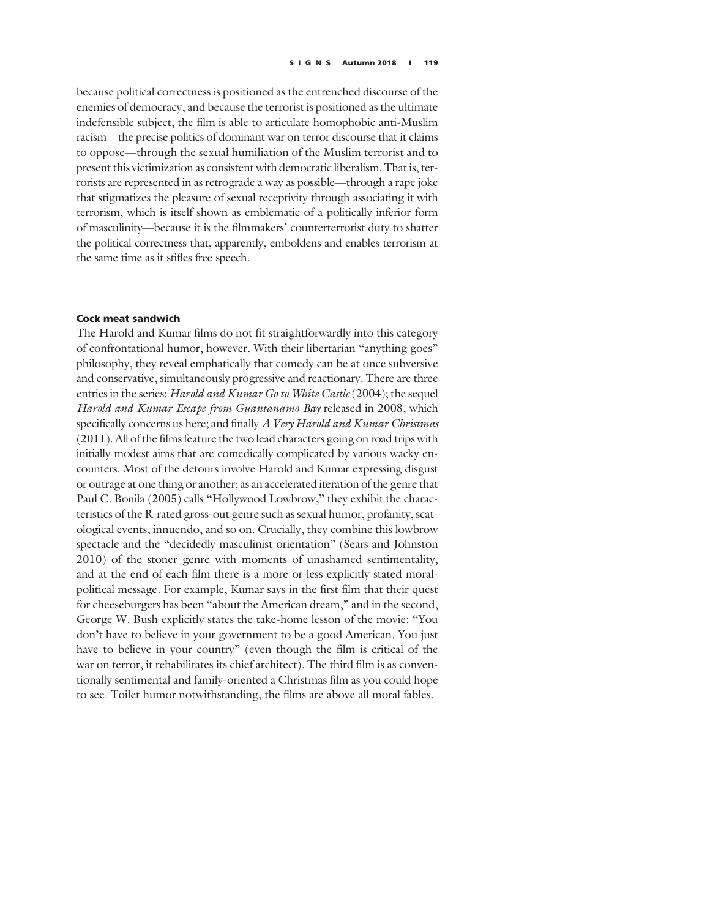because political correctness is positioned as the entrenched discourse of the enemies of democracy, and because the terrorist is positioned as the ultimate indefensible subject, the film is able to articulate homophobic anti-Muslim racism—the precise politics of dominant war on terror discourse that it claims to oppose—through the sexual humiliation of the Muslim terrorist and to present this victimization as consistent with democratic liberalism. That is, terrorists are represented in as retrograde a way as possible—through a rape joke that stigmatizes the pleasure of sexual receptivity through associating it with terrorism, which is itself shown as emblematic of a politically inferior form of masculinity—because it is the filmmakers' counterterrorist duty to shatter the political correctness that, apparently, emboldens and enables terrorism at the same time as it stifles free speech.

## Cock meat sandwich

The Harold and Kumar films do not fit straightforwardly into this category of confrontational humor, however. With their libertarian "anything goes" philosophy, they reveal emphatically that comedy can be at once subversive and conservative, simultaneously progressive and reactionary. There are three entries in the series: *Harold and Kumar Go to White Castle* (2004); the sequel *Harold and Kumar Escape from Guantanamo Bay* released in 2008, which specifically concerns us here; and finally *A Very Harold and Kumar Christmas* (2011). All of the films feature the two lead characters going on road trips with initially modest aims that are comedically complicated by various wacky encounters. Most of the detours involve Harold and Kumar expressing disgust or outrage at one thing or another; as an accelerated iteration of the genre that Paul C. Bonila (2005) calls "Hollywood Lowbrow," they exhibit the characteristics of the R-rated gross-out genre such as sexual humor, profanity, scatological events, innuendo, and so on. Crucially, they combine this lowbrow spectacle and the "decidedly masculinist orientation" (Sears and Johnston 2010) of the stoner genre with moments of unashamed sentimentality, and at the end of each film there is a more or less explicitly stated moral-political message. For example, Kumar says in the first film that their quest for cheeseburgers has been "about the American dream," and in the second, George W. Bush explicitly states the take-home lesson of the movie: "You don't have to believe in your government to be a good American. You just have to believe in your country" (even though the film is critical of the war on terror, it rehabilitates its chief architect). The third film is as conventionally sentimental and family-oriented a Christmas film as you could hope to see. Toilet humor notwithstanding, the films are above all moral fables.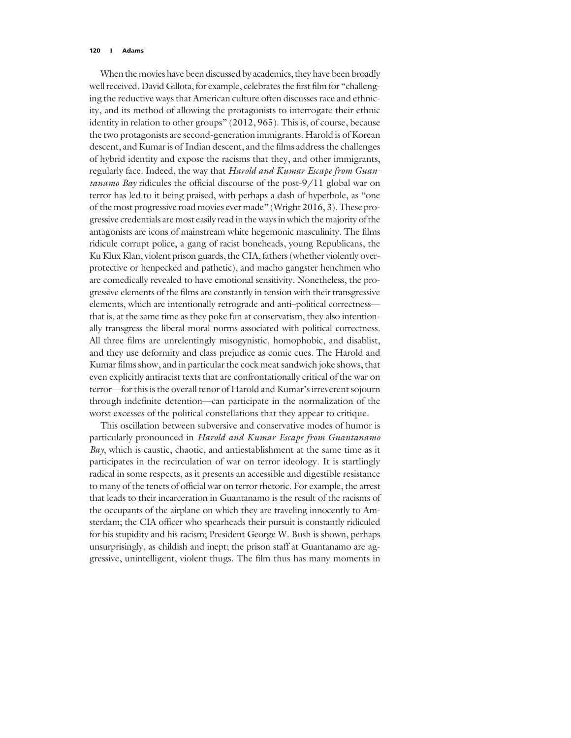When the movies have been discussed by academics, they have been broadly well received. David Gillota, for example, celebrates the first film for "challenging the reductive ways that American culture often discusses race and ethnicity, and its method of allowing the protagonists to interrogate their ethnic identity in relation to other groups" (2012, 965). This is, of course, because the two protagonists are second-generation immigrants. Harold is of Korean descent, and Kumar is of Indian descent, and the films address the challenges of hybrid identity and expose the racisms that they, and other immigrants, regularly face. Indeed, the way that *Harold and Kumar Escape from Guantanamo Bay* ridicules the official discourse of the post-9/11 global war on terror has led to it being praised, with perhaps a dash of hyperbole, as "one of the most progressive road movies ever made" (Wright 2016, 3). These progressive credentials are most easily read in the ways in which the majority of the antagonists are icons of mainstream white hegemonic masculinity. The films ridicule corrupt police, a gang of racist boneheads, young Republicans, the Ku Klux Klan, violent prison guards, the CIA, fathers (whether violently overprotective or henpecked and pathetic), and macho gangster henchmen who are comedically revealed to have emotional sensitivity. Nonetheless, the progressive elements of the films are constantly in tension with their transgressive elements, which are intentionally retrograde and anti–political correctness—that is, at the same time as they poke fun at conservatism, they also intentionally transgress the liberal moral norms associated with political correctness. All three films are unrelentingly misogynistic, homophobic, and disablist, and they use deformity and class prejudice as comic cues. The Harold and Kumar films show, and in particular the cock meat sandwich joke shows, that even explicitly antiracist texts that are confrontationally critical of the war on terror—for this is the overall tenor of Harold and Kumar's irreverent sojourn through indefinite detention—can participate in the normalization of the worst excesses of the political constellations that they appear to critique.

This oscillation between subversive and conservative modes of humor is particularly pronounced in *Harold and Kumar Escape from Guantanamo Bay*, which is caustic, chaotic, and antiestablishment at the same time as it participates in the recirculation of war on terror ideology. It is startlingly radical in some respects, as it presents an accessible and digestible resistance to many of the tenets of official war on terror rhetoric. For example, the arrest that leads to their incarceration in Guantanamo is the result of the racisms of the occupants of the airplane on which they are traveling innocently to Amsterdam; the CIA officer who spearheads their pursuit is constantly ridiculed for his stupidity and his racism; President George W. Bush is shown, perhaps unsurprisingly, as childish and inept; the prison staff at Guantanamo are aggressive, unintelligent, violent thugs. The film thus has many moments in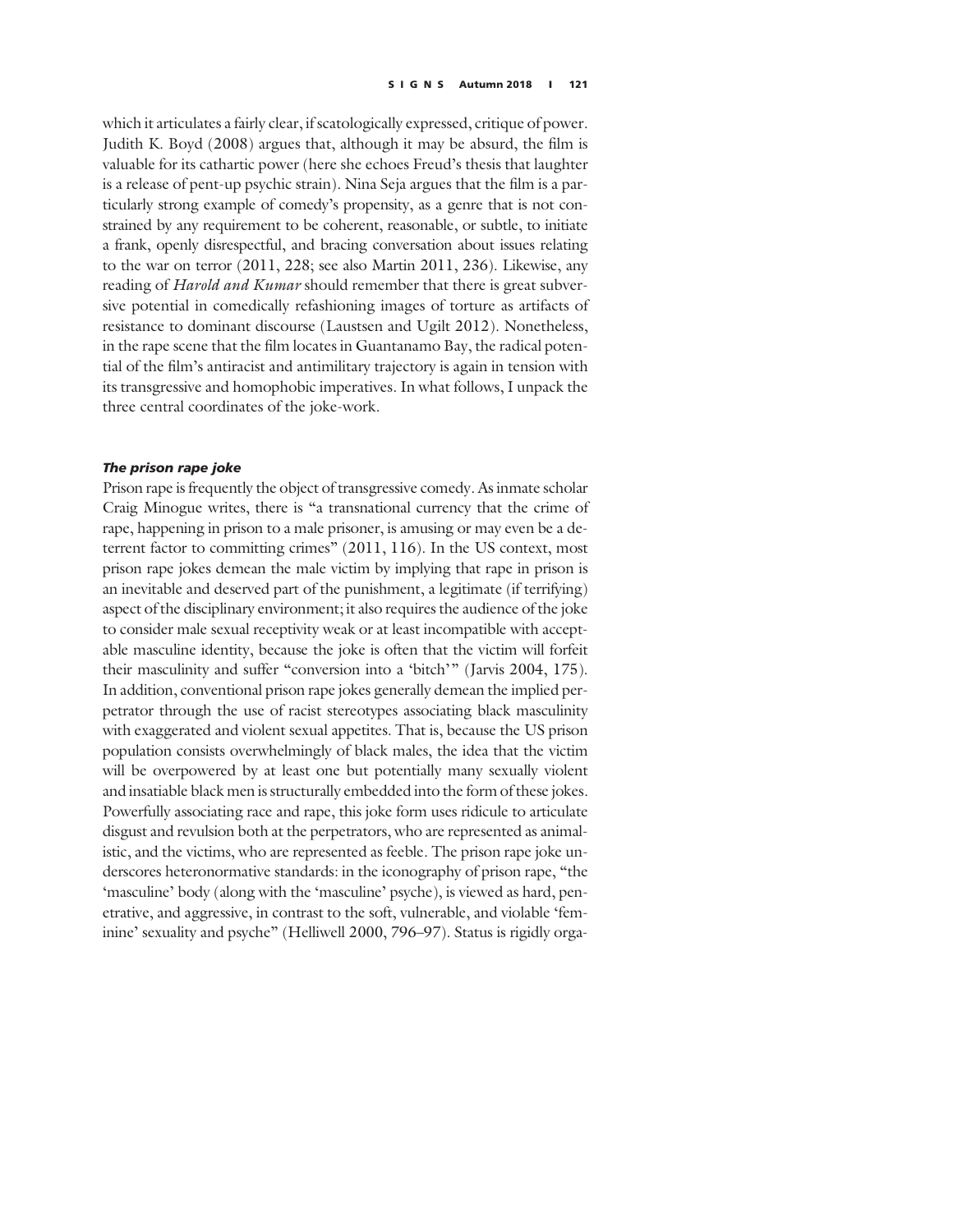which it articulates a fairly clear, if scatologically expressed, critique of power. Judith K. Boyd (2008) argues that, although it may be absurd, the film is valuable for its cathartic power (here she echoes Freud's thesis that laughter is a release of pent-up psychic strain). Nina Seja argues that the film is a particularly strong example of comedy's propensity, as a genre that is not constrained by any requirement to be coherent, reasonable, or subtle, to initiate a frank, openly disrespectful, and bracing conversation about issues relating to the war on terror (2011, 228; see also Martin 2011, 236). Likewise, any reading of *Harold and Kumar* should remember that there is great subversive potential in comedically refashioning images of torture as artifacts of resistance to dominant discourse (Laustsen and Ugilt 2012). Nonetheless, in the rape scene that the film locates in Guantanamo Bay, the radical potential of the film's antiracist and antimilitary trajectory is again in tension with its transgressive and homophobic imperatives. In what follows, I unpack the three central coordinates of the joke-work.

### *The prison rape joke*

Prison rape is frequently the object of transgressive comedy. As inmate scholar Craig Minogue writes, there is "a transnational currency that the crime of rape, happening in prison to a male prisoner, is amusing or may even be a deterrent factor to committing crimes" (2011, 116). In the US context, most prison rape jokes demean the male victim by implying that rape in prison is an inevitable and deserved part of the punishment, a legitimate (if terrifying) aspect of the disciplinary environment; it also requires the audience of the joke to consider male sexual receptivity weak or at least incompatible with acceptable masculine identity, because the joke is often that the victim will forfeit their masculinity and suffer "conversion into a 'bitch'" (Jarvis 2004, 175). In addition, conventional prison rape jokes generally demean the implied perpetrator through the use of racist stereotypes associating black masculinity with exaggerated and violent sexual appetites. That is, because the US prison population consists overwhelmingly of black males, the idea that the victim will be overpowered by at least one but potentially many sexually violent and insatiable black men is structurally embedded into the form of these jokes. Powerfully associating race and rape, this joke form uses ridicule to articulate disgust and revulsion both at the perpetrators, who are represented as animalistic, and the victims, who are represented as feeble. The prison rape joke underscores heteronormative standards: in the iconography of prison rape, "the 'masculine' body (along with the 'masculine' psyche), is viewed as hard, penetrative, and aggressive, in contrast to the soft, vulnerable, and violable 'feminine' sexuality and psyche" (Helliwell 2000, 796–97). Status is rigidly orga-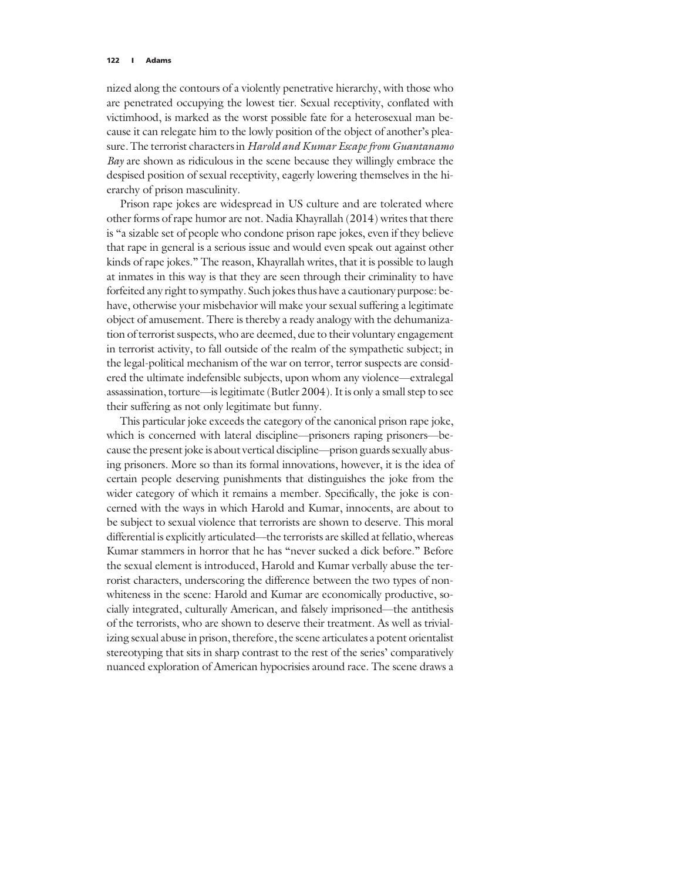nized along the contours of a violently penetrative hierarchy, with those who are penetrated occupying the lowest tier. Sexual receptivity, conflated with victimhood, is marked as the worst possible fate for a heterosexual man because it can relegate him to the lowly position of the object of another's pleasure. The terrorist characters in *Harold and Kumar Escape from Guantanamo Bay* are shown as ridiculous in the scene because they willingly embrace the despised position of sexual receptivity, eagerly lowering themselves in the hierarchy of prison masculinity.

Prison rape jokes are widespread in US culture and are tolerated where other forms of rape humor are not. Nadia Khayrallah (2014) writes that there is "a sizable set of people who condone prison rape jokes, even if they believe that rape in general is a serious issue and would even speak out against other kinds of rape jokes." The reason, Khayrallah writes, that it is possible to laugh at inmates in this way is that they are seen through their criminality to have forfeited any right to sympathy. Such jokes thus have a cautionary purpose: behave, otherwise your misbehavior will make your sexual suffering a legitimate object of amusement. There is thereby a ready analogy with the dehumanization of terrorist suspects, who are deemed, due to their voluntary engagement in terrorist activity, to fall outside of the realm of the sympathetic subject; in the legal-political mechanism of the war on terror, terror suspects are considered the ultimate indefensible subjects, upon whom any violence—extralegal assassination, torture—is legitimate (Butler 2004). It is only a small step to see their suffering as not only legitimate but funny.

This particular joke exceeds the category of the canonical prison rape joke, which is concerned with lateral discipline—prisoners raping prisoners—because the present joke is about vertical discipline—prison guards sexually abusing prisoners. More so than its formal innovations, however, it is the idea of certain people deserving punishments that distinguishes the joke from the wider category of which it remains a member. Specifically, the joke is concerned with the ways in which Harold and Kumar, innocents, are about to be subject to sexual violence that terrorists are shown to deserve. This moral differential is explicitly articulated—the terrorists are skilled at fellatio, whereas Kumar stammers in horror that he has "never sucked a dick before." Before the sexual element is introduced, Harold and Kumar verbally abuse the terrorist characters, underscoring the difference between the two types of nonwhiteness in the scene: Harold and Kumar are economically productive, socially integrated, culturally American, and falsely imprisoned—the antithesis of the terrorists, who are shown to deserve their treatment. As well as trivializing sexual abuse in prison, therefore, the scene articulates a potent orientalist stereotyping that sits in sharp contrast to the rest of the series' comparatively nuanced exploration of American hypocrisies around race. The scene draws a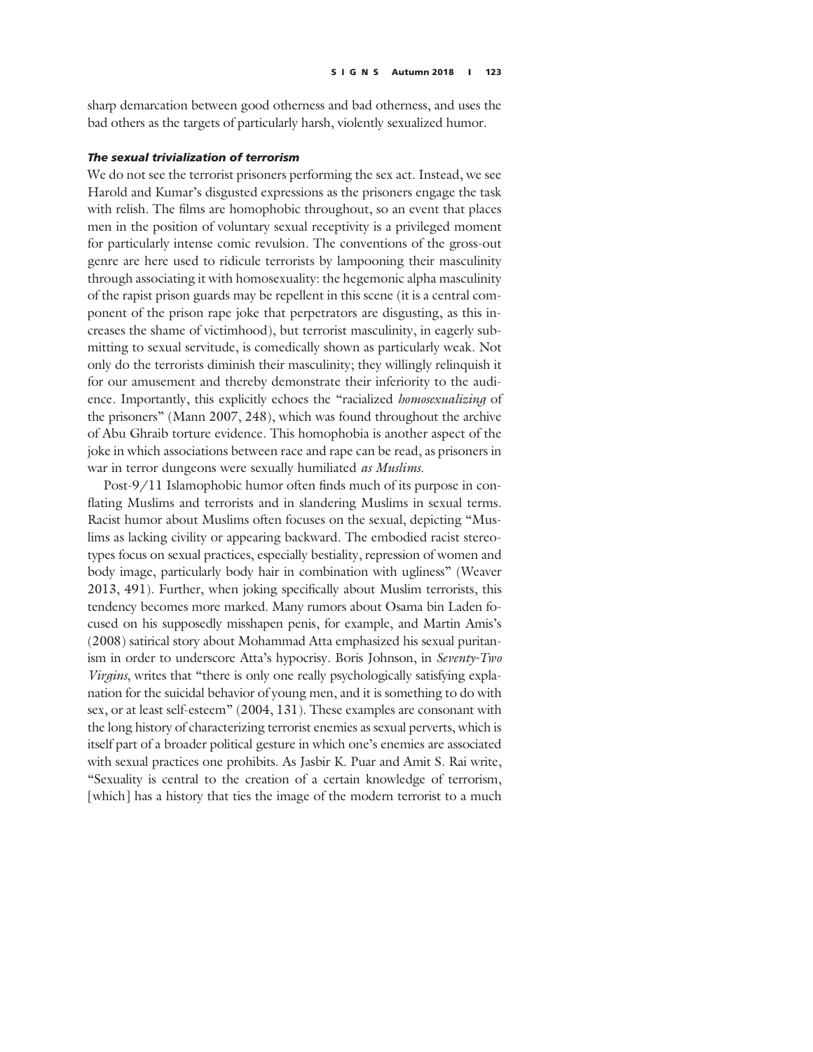sharp demarcation between good otherness and bad otherness, and uses the bad others as the targets of particularly harsh, violently sexualized humor.

### *The sexual trivialization of terrorism*

We do not see the terrorist prisoners performing the sex act. Instead, we see Harold and Kumar's disgusted expressions as the prisoners engage the task with relish. The films are homophobic throughout, so an event that places men in the position of voluntary sexual receptivity is a privileged moment for particularly intense comic revulsion. The conventions of the gross-out genre are here used to ridicule terrorists by lampooning their masculinity through associating it with homosexuality: the hegemonic alpha masculinity of the rapist prison guards may be repellent in this scene (it is a central component of the prison rape joke that perpetrators are disgusting, as this increases the shame of victimhood), but terrorist masculinity, in eagerly submitting to sexual servitude, is comedically shown as particularly weak. Not only do the terrorists diminish their masculinity; they willingly relinquish it for our amusement and thereby demonstrate their inferiority to the audience. Importantly, this explicitly echoes the "racialized *homosexualizing* of the prisoners" (Mann 2007, 248), which was found throughout the archive of Abu Ghraib torture evidence. This homophobia is another aspect of the joke in which associations between race and rape can be read, as prisoners in war in terror dungeons were sexually humiliated *as Muslims*.

Post-9/11 Islamophobic humor often finds much of its purpose in conflating Muslims and terrorists and in slandering Muslims in sexual terms. Racist humor about Muslims often focuses on the sexual, depicting "Muslims as lacking civility or appearing backward. The embodied racist stereotypes focus on sexual practices, especially bestiality, repression of women and body image, particularly body hair in combination with ugliness" (Weaver 2013, 491). Further, when joking specifically about Muslim terrorists, this tendency becomes more marked. Many rumors about Osama bin Laden focused on his supposedly misshapen penis, for example, and Martin Amis's (2008) satirical story about Mohammad Atta emphasized his sexual puritanism in order to underscore Atta's hypocrisy. Boris Johnson, in *Seventy-Two Virgins*, writes that "there is only one really psychologically satisfying explanation for the suicidal behavior of young men, and it is something to do with sex, or at least self-esteem" (2004, 131). These examples are consonant with the long history of characterizing terrorist enemies as sexual perverts, which is itself part of a broader political gesture in which one's enemies are associated with sexual practices one prohibits. As Jasbir K. Puar and Amit S. Rai write, "Sexuality is central to the creation of a certain knowledge of terrorism, [which] has a history that ties the image of the modern terrorist to a much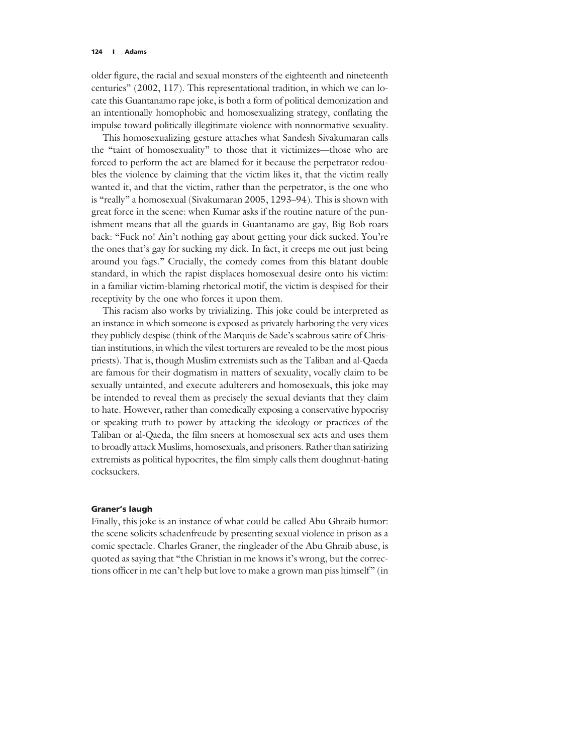older figure, the racial and sexual monsters of the eighteenth and nineteenth centuries" (2002, 117). This representational tradition, in which we can locate this Guantanamo rape joke, is both a form of political demonization and an intentionally homophobic and homosexualizing strategy, conflating the impulse toward politically illegitimate violence with nonnormative sexuality.

This homosexualizing gesture attaches what Sandesh Sivakumaran calls the "taint of homosexuality" to those that it victimizes—those who are forced to perform the act are blamed for it because the perpetrator redoubles the violence by claiming that the victim likes it, that the victim really wanted it, and that the victim, rather than the perpetrator, is the one who is "really" a homosexual (Sivakumaran 2005, 1293–94). This is shown with great force in the scene: when Kumar asks if the routine nature of the punishment means that all the guards in Guantanamo are gay, Big Bob roars back: "Fuck no! Ain't nothing gay about getting your dick sucked. You're the ones that's gay for sucking my dick. In fact, it creeps me out just being around you fags." Crucially, the comedy comes from this blatant double standard, in which the rapist displaces homosexual desire onto his victim: in a familiar victim-blaming rhetorical motif, the victim is despised for their receptivity by the one who forces it upon them.

This racism also works by trivializing. This joke could be interpreted as an instance in which someone is exposed as privately harboring the very vices they publicly despise (think of the Marquis de Sade's scabrous satire of Christian institutions, in which the vilest torturers are revealed to be the most pious priests). That is, though Muslim extremists such as the Taliban and al-Qaeda are famous for their dogmatism in matters of sexuality, vocally claim to be sexually untainted, and execute adulterers and homosexuals, this joke may be intended to reveal them as precisely the sexual deviants that they claim to hate. However, rather than comedically exposing a conservative hypocrisy or speaking truth to power by attacking the ideology or practices of the Taliban or al-Qaeda, the film sneers at homosexual sex acts and uses them to broadly attack Muslims, homosexuals, and prisoners. Rather than satirizing extremists as political hypocrites, the film simply calls them doughnut-hating cocksuckers.

### Graner's laugh

Finally, this joke is an instance of what could be called Abu Ghraib humor: the scene solicits schadenfreude by presenting sexual violence in prison as a comic spectacle. Charles Graner, the ringleader of the Abu Ghraib abuse, is quoted as saying that "the Christian in me knows it's wrong, but the corrections officer in me can't help but love to make a grown man piss himself" (in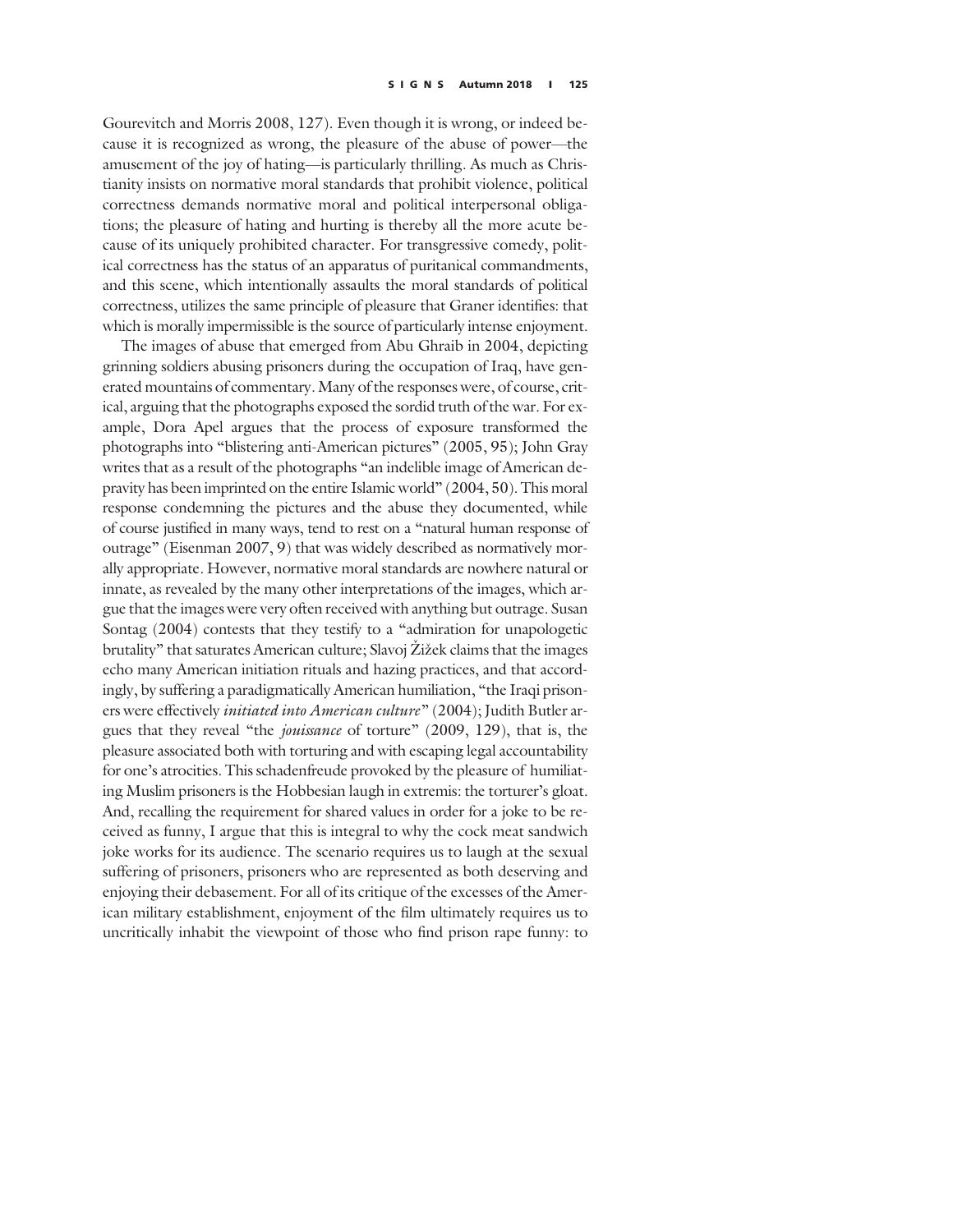Gourevitch and Morris 2008, 127). Even though it is wrong, or indeed because it is recognized as wrong, the pleasure of the abuse of power—the amusement of the joy of hating—is particularly thrilling. As much as Christianity insists on normative moral standards that prohibit violence, political correctness demands normative moral and political interpersonal obligations; the pleasure of hating and hurting is thereby all the more acute because of its uniquely prohibited character. For transgressive comedy, political correctness has the status of an apparatus of puritanical commandments, and this scene, which intentionally assaults the moral standards of political correctness, utilizes the same principle of pleasure that Graner identifies: that which is morally impermissible is the source of particularly intense enjoyment.

The images of abuse that emerged from Abu Ghraib in 2004, depicting grinning soldiers abusing prisoners during the occupation of Iraq, have generated mountains of commentary. Many of the responses were, of course, critical, arguing that the photographs exposed the sordid truth of the war. For example, Dora Apel argues that the process of exposure transformed the photographs into "blistering anti-American pictures" (2005, 95); John Gray writes that as a result of the photographs "an indelible image of American depravity has been imprinted on the entire Islamic world" (2004, 50). This moral response condemning the pictures and the abuse they documented, while of course justified in many ways, tend to rest on a "natural human response of outrage" (Eisenman 2007, 9) that was widely described as normatively morally appropriate. However, normative moral standards are nowhere natural or innate, as revealed by the many other interpretations of the images, which argue that the images were very often received with anything but outrage. Susan Sontag (2004) contests that they testify to a "admiration for unapologetic brutality" that saturates American culture; Slavoj Žižek claims that the images echo many American initiation rituals and hazing practices, and that accordingly, by suffering a paradigmatically American humiliation, "the Iraqi prisoners were effectively *initiated into American culture*" (2004); Judith Butler argues that they reveal "the *jouissance* of torture" (2009, 129), that is, the pleasure associated both with torturing and with escaping legal accountability for one's atrocities. This schadenfreude provoked by the pleasure of humiliating Muslim prisoners is the Hobbesian laugh in extremis: the torturer's gloat. And, recalling the requirement for shared values in order for a joke to be received as funny, I argue that this is integral to why the cock meat sandwich joke works for its audience. The scenario requires us to laugh at the sexual suffering of prisoners, prisoners who are represented as both deserving and enjoying their debasement. For all of its critique of the excesses of the American military establishment, enjoyment of the film ultimately requires us to uncritically inhabit the viewpoint of those who find prison rape funny: to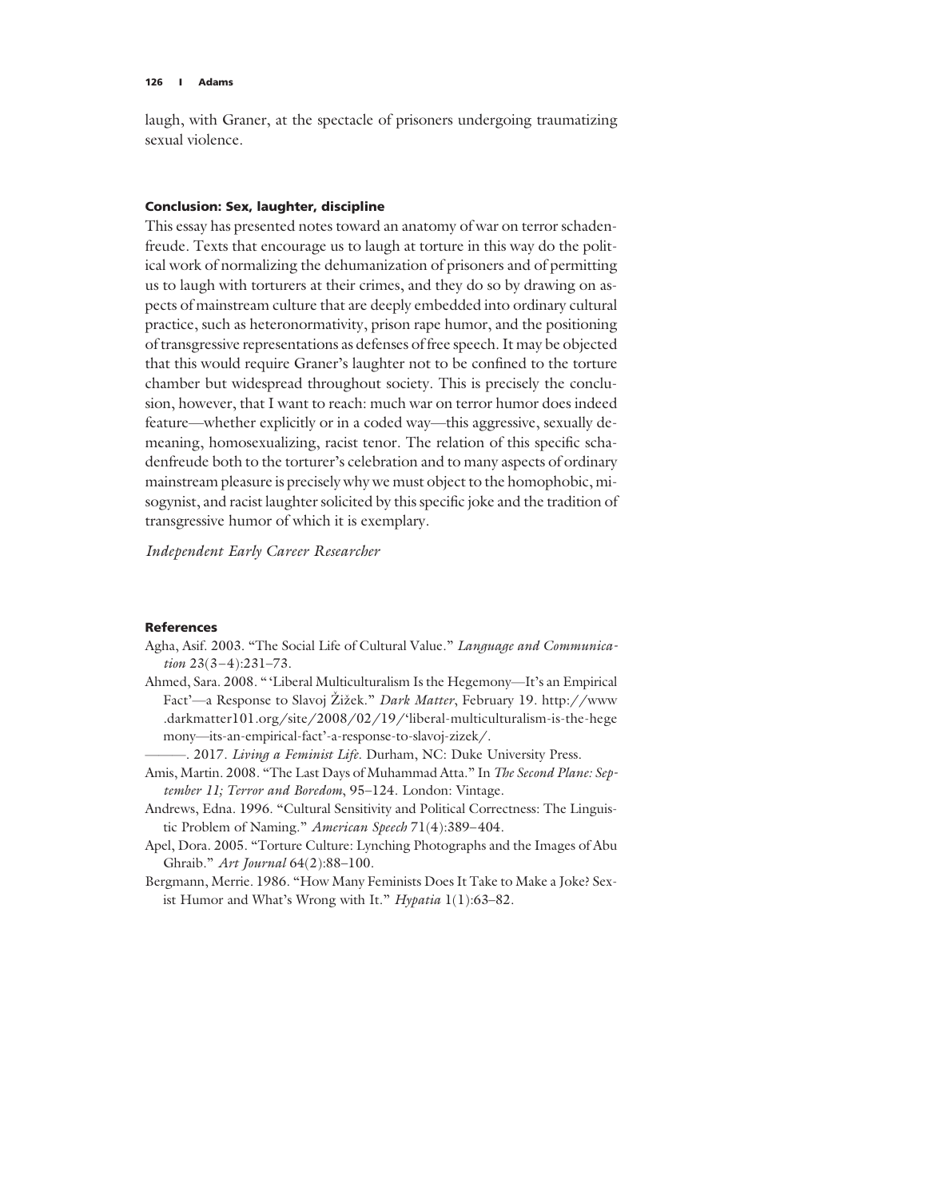laugh, with Graner, at the spectacle of prisoners undergoing traumatizing sexual violence.

## Conclusion: Sex, laughter, discipline

This essay has presented notes toward an anatomy of war on terror schadenfreude. Texts that encourage us to laugh at torture in this way do the political work of normalizing the dehumanization of prisoners and of permitting us to laugh with torturers at their crimes, and they do so by drawing on aspects of mainstream culture that are deeply embedded into ordinary cultural practice, such as heteronormativity, prison rape humor, and the positioning of transgressive representations as defenses of free speech. It may be objected that this would require Graner's laughter not to be confined to the torture chamber but widespread throughout society. This is precisely the conclusion, however, that I want to reach: much war on terror humor does indeed feature—whether explicitly or in a coded way—this aggressive, sexually demeaning, homosexualizing, racist tenor. The relation of this specific schadenfreude both to the torturer's celebration and to many aspects of ordinary mainstream pleasure is precisely why we must object to the homophobic, misogynist, and racist laughter solicited by this specific joke and the tradition of transgressive humor of which it is exemplary.

*Independent Early Career Researcher*

## References

Agha, Asif. 2003. "The Social Life of Cultural Value." *Language and Communication* 23(3–4):231–73.

Ahmed, Sara. 2008. "'Liberal Multiculturalism Is the Hegemony—It's an Empirical Fact'—a Response to Slavoj Žižek." *Dark Matter*, February 19. http://www.darkmatter101.org/site/2008/02/19/'liberal-multiculturalism-is-the-hegemony—its-an-empirical-fact'-a-response-to-slavoj-zizek/.

———. 2017. *Living a Feminist Life*. Durham, NC: Duke University Press.

Amis, Martin. 2008. "The Last Days of Muhammad Atta." In *The Second Plane: September 11; Terror and Boredom*, 95–124. London: Vintage.

Andrews, Edna. 1996. "Cultural Sensitivity and Political Correctness: The Linguistic Problem of Naming." *American Speech* 71(4):389–404.

Apel, Dora. 2005. "Torture Culture: Lynching Photographs and the Images of Abu Ghraib." *Art Journal* 64(2):88–100.

Bergmann, Merrie. 1986. "How Many Feminists Does It Take to Make a Joke? Sexist Humor and What's Wrong with It." *Hypatia* 1(1):63–82.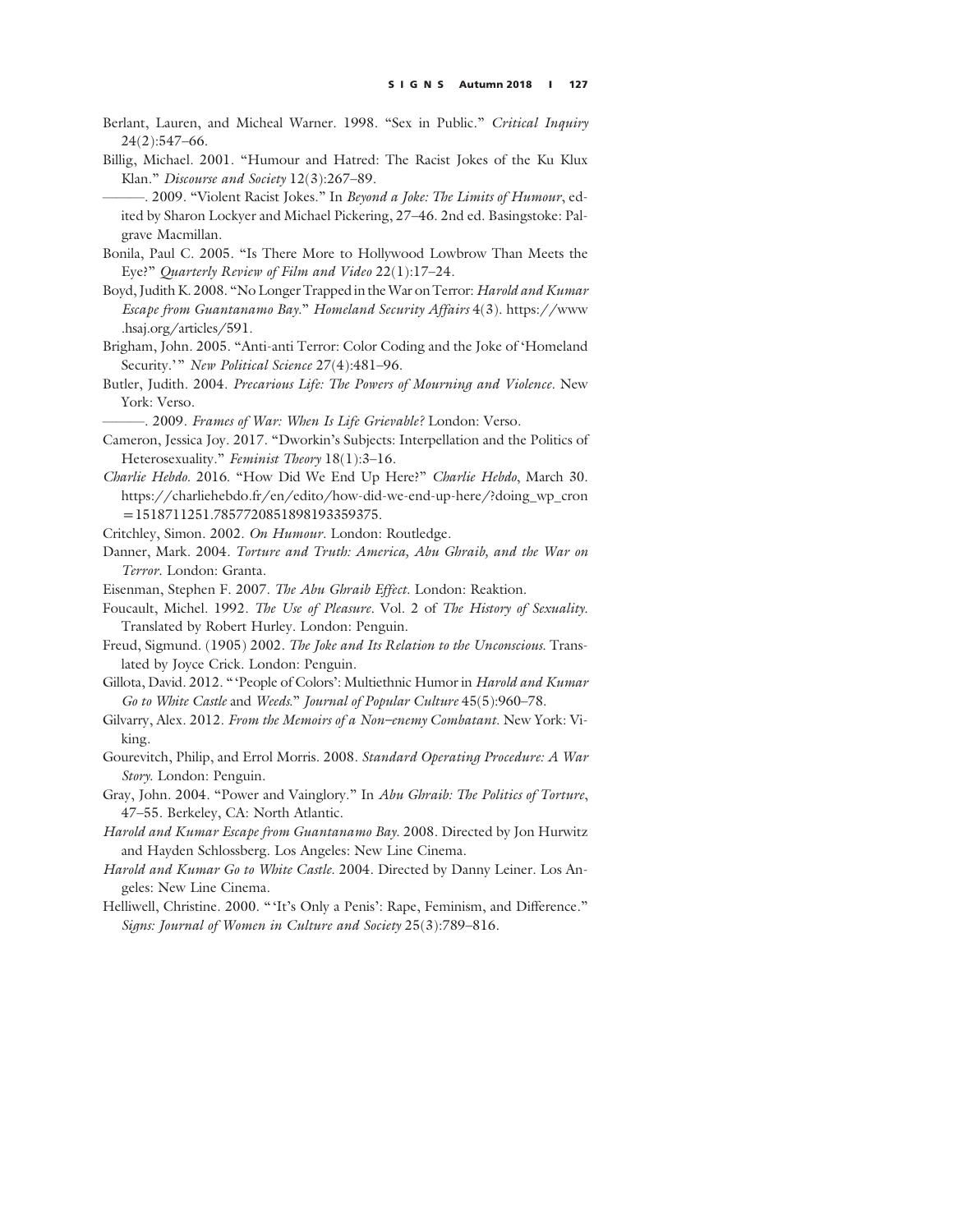Berlant, Lauren, and Micheal Warner. 1998. "Sex in Public." *Critical Inquiry* 24(2):547–66.

Billig, Michael. 2001. "Humour and Hatred: The Racist Jokes of the Ku Klux Klan." *Discourse and Society* 12(3):267–89.

———. 2009. "Violent Racist Jokes." In *Beyond a Joke: The Limits of Humour*, edited by Sharon Lockyer and Michael Pickering, 27–46. 2nd ed. Basingstoke: Palgrave Macmillan.

Bonila, Paul C. 2005. "Is There More to Hollywood Lowbrow Than Meets the Eye?" *Quarterly Review of Film and Video* 22(1):17–24.

Boyd, Judith K. 2008. "No Longer Trapped in the War on Terror: *Harold and Kumar Escape from Guantanamo Bay*." *Homeland Security Affairs* 4(3). https://www.hsaj.org/articles/591.

Brigham, John. 2005. "Anti-anti Terror: Color Coding and the Joke of 'Homeland Security.'" *New Political Science* 27(4):481–96.

Butler, Judith. 2004. *Precarious Life: The Powers of Mourning and Violence*. New York: Verso.

———. 2009. *Frames of War: When Is Life Grievable?* London: Verso.

Cameron, Jessica Joy. 2017. "Dworkin's Subjects: Interpellation and the Politics of Heterosexuality." *Feminist Theory* 18(1):3–16.

*Charlie Hebdo*. 2016. "How Did We End Up Here?" *Charlie Hebdo*, March 30. https://charliehebdo.fr/en/edito/how-did-we-end-up-here/?doing_wp_cron=1518711251.7857720851898193359375.

Critchley, Simon. 2002. *On Humour*. London: Routledge.

Danner, Mark. 2004. *Torture and Truth: America, Abu Ghraib, and the War on Terror*. London: Granta.

Eisenman, Stephen F. 2007. *The Abu Ghraib Effect*. London: Reaktion.

Foucault, Michel. 1992. *The Use of Pleasure*. Vol. 2 of *The History of Sexuality*. Translated by Robert Hurley. London: Penguin.

Freud, Sigmund. (1905) 2002. *The Joke and Its Relation to the Unconscious*. Translated by Joyce Crick. London: Penguin.

Gillota, David. 2012. "'People of Colors': Multiethnic Humor in *Harold and Kumar Go to White Castle* and *Weeds*." *Journal of Popular Culture* 45(5):960–78.

Gilvarry, Alex. 2012. *From the Memoirs of a Non–enemy Combatant*. New York: Viking.

Gourevitch, Philip, and Errol Morris. 2008. *Standard Operating Procedure: A War Story*. London: Penguin.

Gray, John. 2004. "Power and Vainglory." In *Abu Ghraib: The Politics of Torture*, 47–55. Berkeley, CA: North Atlantic.

*Harold and Kumar Escape from Guantanamo Bay*. 2008. Directed by Jon Hurwitz and Hayden Schlossberg. Los Angeles: New Line Cinema.

*Harold and Kumar Go to White Castle*. 2004. Directed by Danny Leiner. Los Angeles: New Line Cinema.

Helliwell, Christine. 2000. "'It's Only a Penis': Rape, Feminism, and Difference." *Signs: Journal of Women in Culture and Society* 25(3):789–816.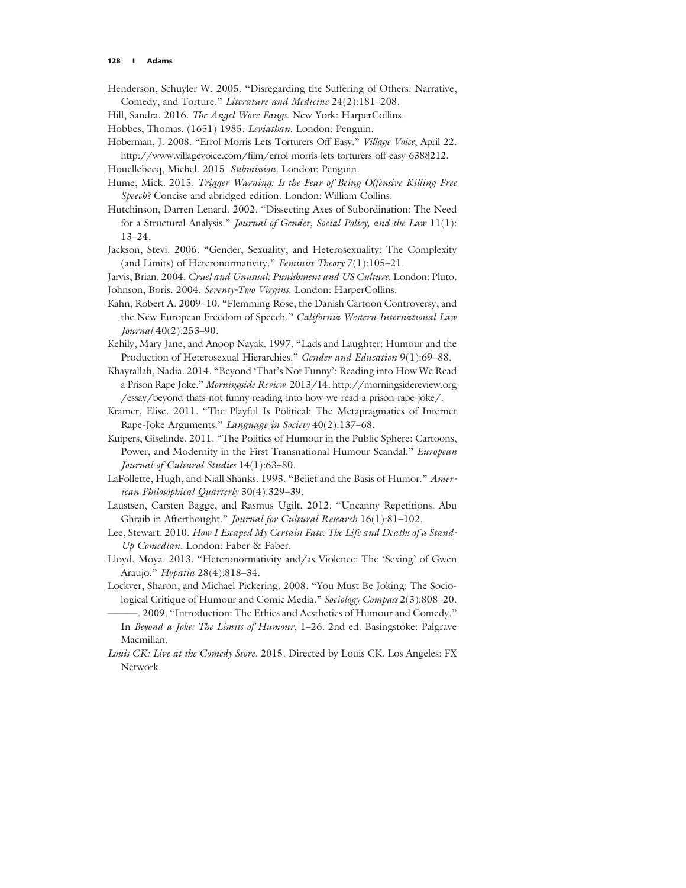Henderson, Schuyler W. 2005. "Disregarding the Suffering of Others: Narrative, Comedy, and Torture." *Literature and Medicine* 24(2):181–208.

Hill, Sandra. 2016. *The Angel Wore Fangs*. New York: HarperCollins.

Hobbes, Thomas. (1651) 1985. *Leviathan*. London: Penguin.

Hoberman, J. 2008. "Errol Morris Lets Torturers Off Easy." *Village Voice*, April 22. http://www.villagevoice.com/film/errol-morris-lets-torturers-off-easy-6388212.

Houellebecq, Michel. 2015. *Submission*. London: Penguin.

Hume, Mick. 2015. *Trigger Warning: Is the Fear of Being Offensive Killing Free Speech?* Concise and abridged edition. London: William Collins.

Hutchinson, Darren Lenard. 2002. "Dissecting Axes of Subordination: The Need for a Structural Analysis." *Journal of Gender, Social Policy, and the Law* 11(1): 13–24.

Jackson, Stevi. 2006. "Gender, Sexuality, and Heterosexuality: The Complexity (and Limits) of Heteronormativity." *Feminist Theory* 7(1):105–21.

Jarvis, Brian. 2004. *Cruel and Unusual: Punishment and US Culture*. London: Pluto.

Johnson, Boris. 2004. *Seventy-Two Virgins*. London: HarperCollins.

Kahn, Robert A. 2009–10. "Flemming Rose, the Danish Cartoon Controversy, and the New European Freedom of Speech." *California Western International Law Journal* 40(2):253–90.

Kehily, Mary Jane, and Anoop Nayak. 1997. "Lads and Laughter: Humour and the Production of Heterosexual Hierarchies." *Gender and Education* 9(1):69–88.

Khayrallah, Nadia. 2014. "Beyond 'That's Not Funny': Reading into How We Read a Prison Rape Joke." *Morningside Review* 2013/14. http://morningsidereview.org/essay/beyond-thats-not-funny-reading-into-how-we-read-a-prison-rape-joke/.

Kramer, Elise. 2011. "The Playful Is Political: The Metapragmatics of Internet Rape-Joke Arguments." *Language in Society* 40(2):137–68.

Kuipers, Giselinde. 2011. "The Politics of Humour in the Public Sphere: Cartoons, Power, and Modernity in the First Transnational Humour Scandal." *European Journal of Cultural Studies* 14(1):63–80.

LaFollette, Hugh, and Niall Shanks. 1993. "Belief and the Basis of Humor." *American Philosophical Quarterly* 30(4):329–39.

Laustsen, Carsten Bagge, and Rasmus Ugilt. 2012. "Uncanny Repetitions. Abu Ghraib in Afterthought." *Journal for Cultural Research* 16(1):81–102.

Lee, Stewart. 2010. *How I Escaped My Certain Fate: The Life and Deaths of a Stand-Up Comedian*. London: Faber & Faber.

Lloyd, Moya. 2013. "Heteronormativity and/as Violence: The 'Sexing' of Gwen Araujo." *Hypatia* 28(4):818–34.

Lockyer, Sharon, and Michael Pickering. 2008. "You Must Be Joking: The Sociological Critique of Humour and Comic Media." *Sociology Compass* 2(3):808–20.

———. 2009. "Introduction: The Ethics and Aesthetics of Humour and Comedy." In *Beyond a Joke: The Limits of Humour*, 1–26. 2nd ed. Basingstoke: Palgrave Macmillan.

*Louis CK: Live at the Comedy Store*. 2015. Directed by Louis CK. Los Angeles: FX Network.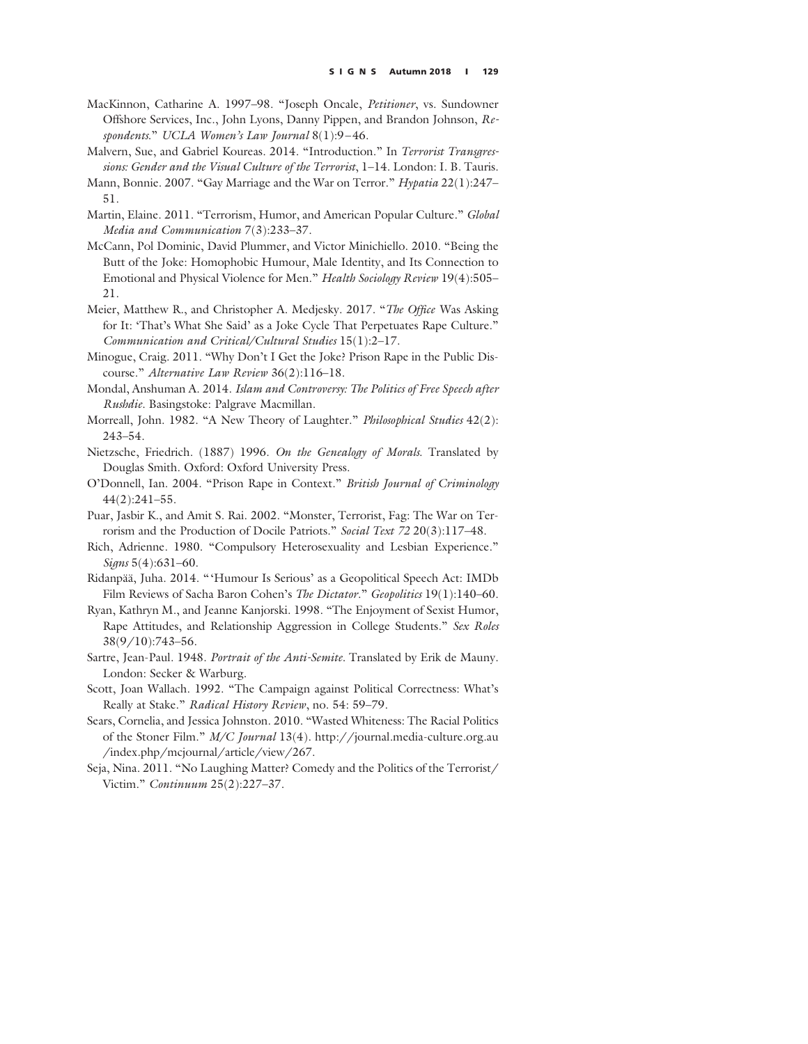MacKinnon, Catharine A. 1997–98. "Joseph Oncale, *Petitioner*, vs. Sundowner Offshore Services, Inc., John Lyons, Danny Pippen, and Brandon Johnson, *Respondents*." *UCLA Women's Law Journal* 8(1):9–46.

Malvern, Sue, and Gabriel Koureas. 2014. "Introduction." In *Terrorist Transgressions: Gender and the Visual Culture of the Terrorist*, 1–14. London: I. B. Tauris.

Mann, Bonnie. 2007. "Gay Marriage and the War on Terror." *Hypatia* 22(1):247–51.

Martin, Elaine. 2011. "Terrorism, Humor, and American Popular Culture." *Global Media and Communication* 7(3):233–37.

McCann, Pol Dominic, David Plummer, and Victor Minichiello. 2010. "Being the Butt of the Joke: Homophobic Humour, Male Identity, and Its Connection to Emotional and Physical Violence for Men." *Health Sociology Review* 19(4):505–21.

Meier, Matthew R., and Christopher A. Medjesky. 2017. "*The Office* Was Asking for It: 'That's What She Said' as a Joke Cycle That Perpetuates Rape Culture." *Communication and Critical/Cultural Studies* 15(1):2–17.

Minogue, Craig. 2011. "Why Don't I Get the Joke? Prison Rape in the Public Discourse." *Alternative Law Review* 36(2):116–18.

Mondal, Anshuman A. 2014. *Islam and Controversy: The Politics of Free Speech after Rushdie*. Basingstoke: Palgrave Macmillan.

Morreall, John. 1982. "A New Theory of Laughter." *Philosophical Studies* 42(2):243–54.

Nietzsche, Friedrich. (1887) 1996. *On the Genealogy of Morals.* Translated by Douglas Smith. Oxford: Oxford University Press.

O'Donnell, Ian. 2004. "Prison Rape in Context." *British Journal of Criminology* 44(2):241–55.

Puar, Jasbir K., and Amit S. Rai. 2002. "Monster, Terrorist, Fag: The War on Terrorism and the Production of Docile Patriots." *Social Text 72* 20(3):117–48.

Rich, Adrienne. 1980. "Compulsory Heterosexuality and Lesbian Experience." *Signs* 5(4):631–60.

Ridanpää, Juha. 2014. "'Humour Is Serious' as a Geopolitical Speech Act: IMDb Film Reviews of Sacha Baron Cohen's *The Dictator*." *Geopolitics* 19(1):140–60.

Ryan, Kathryn M., and Jeanne Kanjorski. 1998. "The Enjoyment of Sexist Humor, Rape Attitudes, and Relationship Aggression in College Students." *Sex Roles* 38(9/10):743–56.

Sartre, Jean-Paul. 1948. *Portrait of the Anti-Semite*. Translated by Erik de Mauny. London: Secker & Warburg.

Scott, Joan Wallach. 1992. "The Campaign against Political Correctness: What's Really at Stake." *Radical History Review*, no. 54: 59–79.

Sears, Cornelia, and Jessica Johnston. 2010. "Wasted Whiteness: The Racial Politics of the Stoner Film." *M/C Journal* 13(4). http://journal.media-culture.org.au/index.php/mcjournal/article/view/267.

Seja, Nina. 2011. "No Laughing Matter? Comedy and the Politics of the Terrorist/Victim." *Continuum* 25(2):227–37.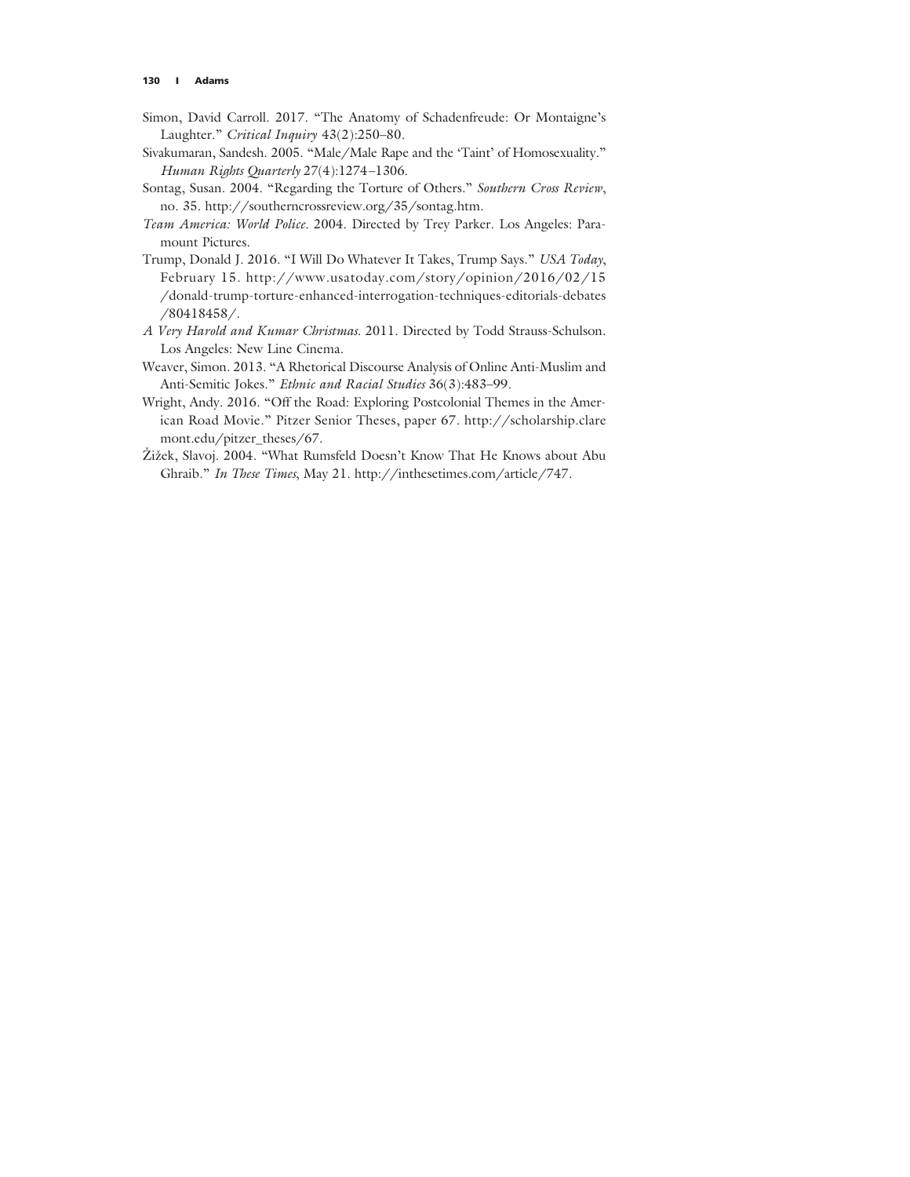Simon, David Carroll. 2017. "The Anatomy of Schadenfreude: Or Montaigne's Laughter." *Critical Inquiry* 43(2):250–80.

Sivakumaran, Sandesh. 2005. "Male/Male Rape and the 'Taint' of Homosexuality." *Human Rights Quarterly* 27(4):1274–1306.

Sontag, Susan. 2004. "Regarding the Torture of Others." *Southern Cross Review*, no. 35. http://southerncrossreview.org/35/sontag.htm.

*Team America: World Police*. 2004. Directed by Trey Parker. Los Angeles: Paramount Pictures.

Trump, Donald J. 2016. "I Will Do Whatever It Takes, Trump Says." *USA Today*, February 15. http://www.usatoday.com/story/opinion/2016/02/15/donald-trump-torture-enhanced-interrogation-techniques-editorials-debates/80418458/.

*A Very Harold and Kumar Christmas*. 2011. Directed by Todd Strauss-Schulson. Los Angeles: New Line Cinema.

Weaver, Simon. 2013. "A Rhetorical Discourse Analysis of Online Anti-Muslim and Anti-Semitic Jokes." *Ethnic and Racial Studies* 36(3):483–99.

Wright, Andy. 2016. "Off the Road: Exploring Postcolonial Themes in the American Road Movie." Pitzer Senior Theses, paper 67. http://scholarship.claremont.edu/pitzer_theses/67.

Žižek, Slavoj. 2004. "What Rumsfeld Doesn't Know That He Knows about Abu Ghraib." *In These Times*, May 21. http://inthesetimes.com/article/747.